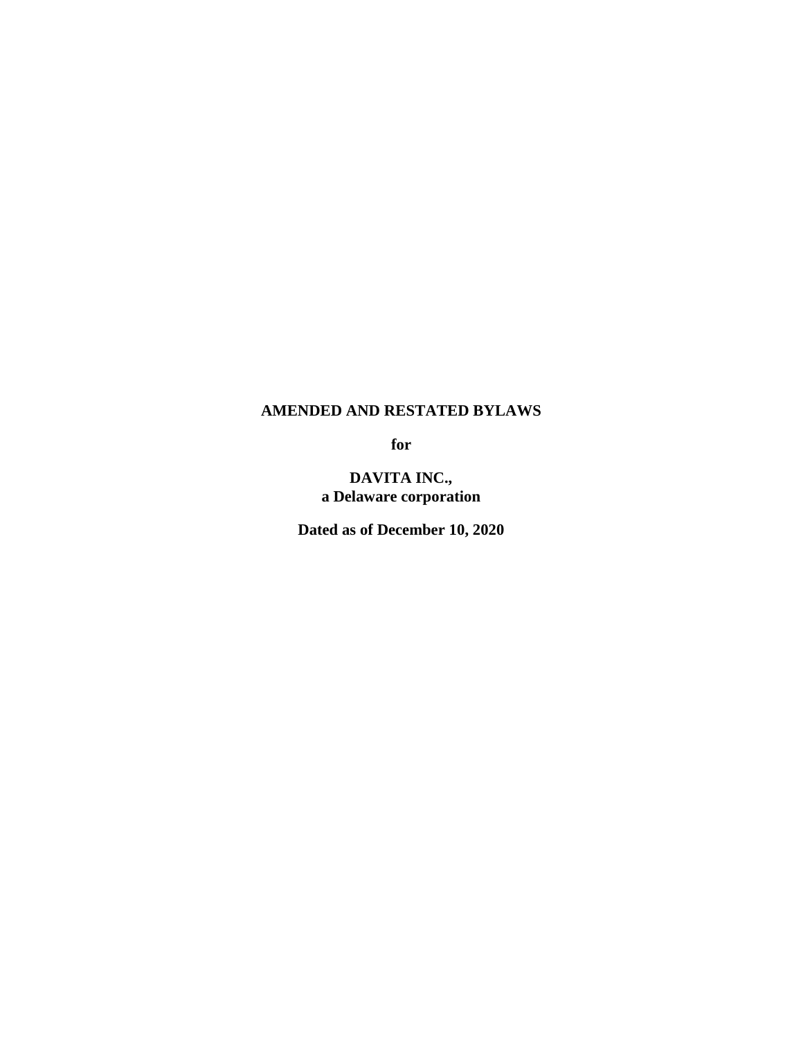**AMENDED AND RESTATED BYLAWS**

**for**

**DAVITA INC.,**
**a Delaware corporation**

**Dated as of December 10, 2020**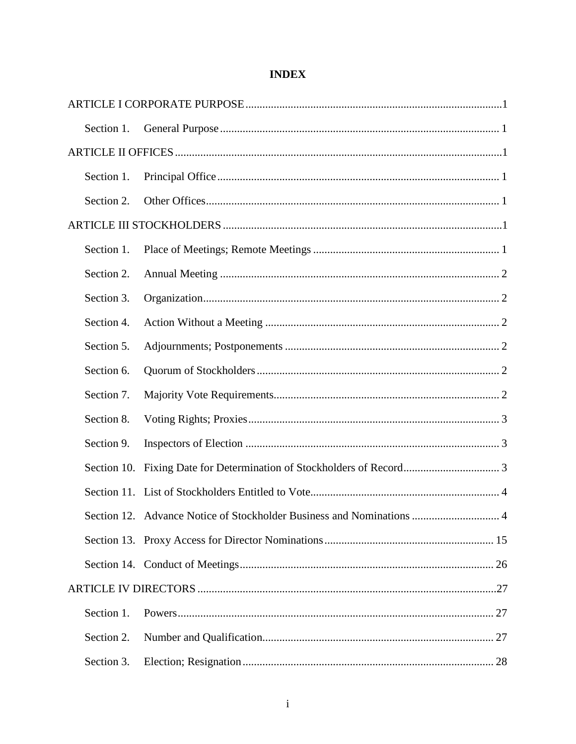# INDEX

| | | |
|---|---|---|
| ARTICLE I CORPORATE PURPOSE | | 1 |
| Section 1. | General Purpose | 1 |
| ARTICLE II OFFICES | | 1 |
| Section 1. | Principal Office | 1 |
| Section 2. | Other Offices | 1 |
| ARTICLE III STOCKHOLDERS | | 1 |
| Section 1. | Place of Meetings; Remote Meetings | 1 |
| Section 2. | Annual Meeting | 2 |
| Section 3. | Organization | 2 |
| Section 4. | Action Without a Meeting | 2 |
| Section 5. | Adjournments; Postponements | 2 |
| Section 6. | Quorum of Stockholders | 2 |
| Section 7. | Majority Vote Requirements | 2 |
| Section 8. | Voting Rights; Proxies | 3 |
| Section 9. | Inspectors of Election | 3 |
| Section 10. | Fixing Date for Determination of Stockholders of Record | 3 |
| Section 11. | List of Stockholders Entitled to Vote | 4 |
| Section 12. | Advance Notice of Stockholder Business and Nominations | 4 |
| Section 13. | Proxy Access for Director Nominations | 15 |
| Section 14. | Conduct of Meetings | 26 |
| ARTICLE IV DIRECTORS | | 27 |
| Section 1. | Powers | 27 |
| Section 2. | Number and Qualification | 27 |
| Section 3. | Election; Resignation | 28 |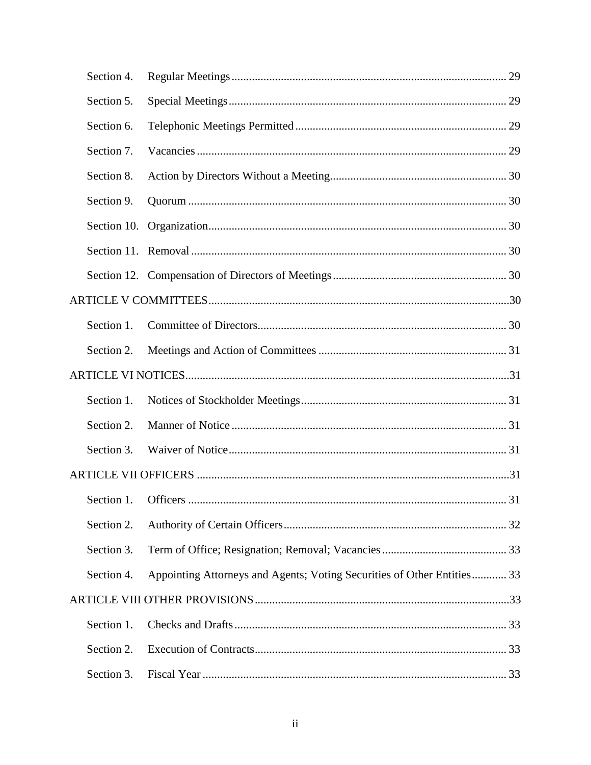| | | |
|---|---|---|
| Section 4. | Regular Meetings | 29 |
| Section 5. | Special Meetings | 29 |
| Section 6. | Telephonic Meetings Permitted | 29 |
| Section 7. | Vacancies | 29 |
| Section 8. | Action by Directors Without a Meeting | 30 |
| Section 9. | Quorum | 30 |
| Section 10. | Organization | 30 |
| Section 11. | Removal | 30 |
| Section 12. | Compensation of Directors of Meetings | 30 |
| ARTICLE V COMMITTEES | | 30 |
| Section 1. | Committee of Directors | 30 |
| Section 2. | Meetings and Action of Committees | 31 |
| ARTICLE VI NOTICES | | 31 |
| Section 1. | Notices of Stockholder Meetings | 31 |
| Section 2. | Manner of Notice | 31 |
| Section 3. | Waiver of Notice | 31 |
| ARTICLE VII OFFICERS | | 31 |
| Section 1. | Officers | 31 |
| Section 2. | Authority of Certain Officers | 32 |
| Section 3. | Term of Office; Resignation; Removal; Vacancies | 33 |
| Section 4. | Appointing Attorneys and Agents; Voting Securities of Other Entities | 33 |
| ARTICLE VIII OTHER PROVISIONS | | 33 |
| Section 1. | Checks and Drafts | 33 |
| Section 2. | Execution of Contracts | 33 |
| Section 3. | Fiscal Year | 33 |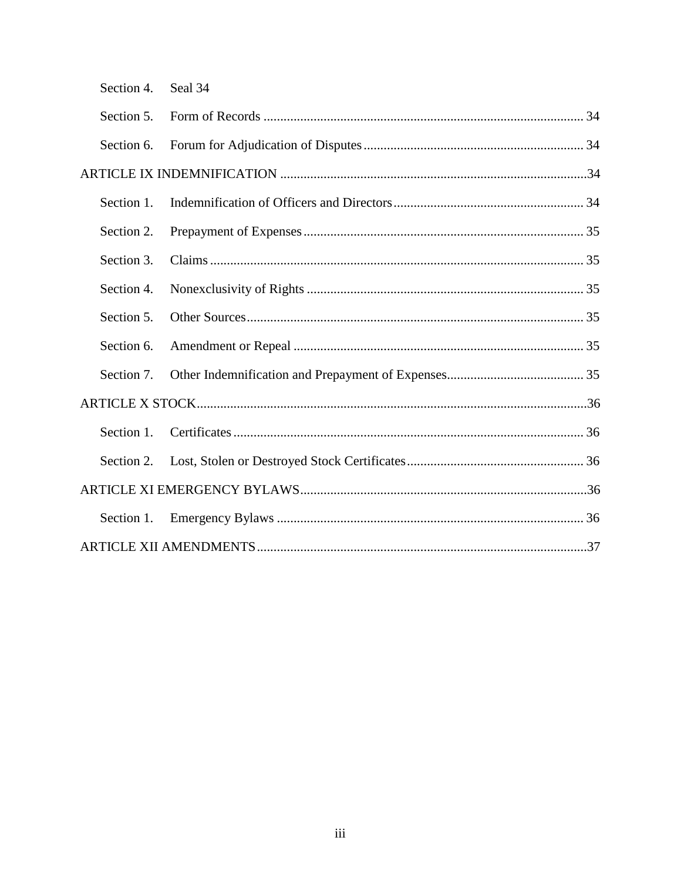Section 4. Seal 34

Section 5. Form of Records ............................................................................................ 34

Section 6. Forum for Adjudication of Disputes .................................................................. 34

ARTICLE IX INDEMNIFICATION ............................................................................................34

Section 1. Indemnification of Officers and Directors ......................................................... 34

Section 2. Prepayment of Expenses .................................................................................... 35

Section 3. Claims ................................................................................................................ 35

Section 4. Nonexclusivity of Rights ................................................................................... 35

Section 5. Other Sources ..................................................................................................... 35

Section 6. Amendment or Repeal ....................................................................................... 35

Section 7. Other Indemnification and Prepayment of Expenses ......................................... 35

ARTICLE X STOCK ....................................................................................................................36

Section 1. Certificates .......................................................................................................... 36

Section 2. Lost, Stolen or Destroyed Stock Certificates ..................................................... 36

ARTICLE XI EMERGENCY BYLAWS ......................................................................................36

Section 1. Emergency Bylaws ............................................................................................ 36

ARTICLE XII AMENDMENTS ...................................................................................................37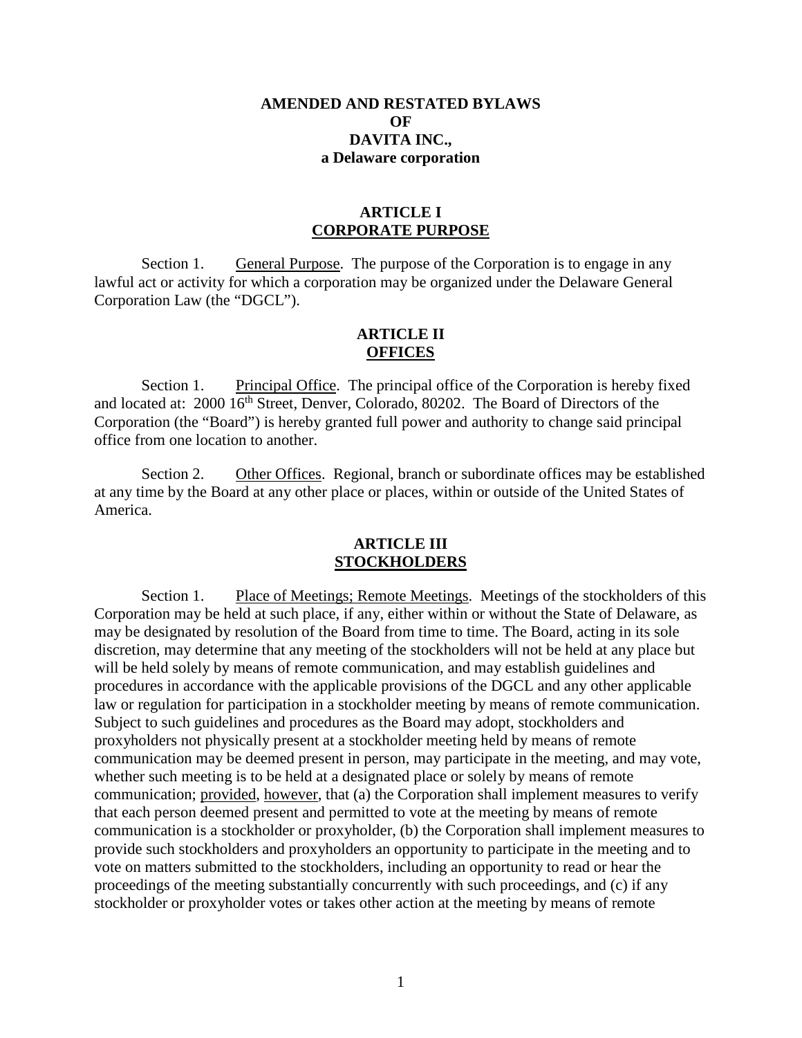# AMENDED AND RESTATED BYLAWS
# OF
# DAVITA INC.,
# a Delaware corporation

## ARTICLE I
## CORPORATE PURPOSE

Section 1. General Purpose. The purpose of the Corporation is to engage in any lawful act or activity for which a corporation may be organized under the Delaware General Corporation Law (the "DGCL").

## ARTICLE II
## OFFICES

Section 1. Principal Office. The principal office of the Corporation is hereby fixed and located at: 2000 16th Street, Denver, Colorado, 80202. The Board of Directors of the Corporation (the "Board") is hereby granted full power and authority to change said principal office from one location to another.

Section 2. Other Offices. Regional, branch or subordinate offices may be established at any time by the Board at any other place or places, within or outside of the United States of America.

## ARTICLE III
## STOCKHOLDERS

Section 1. Place of Meetings; Remote Meetings. Meetings of the stockholders of this Corporation may be held at such place, if any, either within or without the State of Delaware, as may be designated by resolution of the Board from time to time. The Board, acting in its sole discretion, may determine that any meeting of the stockholders will not be held at any place but will be held solely by means of remote communication, and may establish guidelines and procedures in accordance with the applicable provisions of the DGCL and any other applicable law or regulation for participation in a stockholder meeting by means of remote communication. Subject to such guidelines and procedures as the Board may adopt, stockholders and proxyholders not physically present at a stockholder meeting held by means of remote communication may be deemed present in person, may participate in the meeting, and may vote, whether such meeting is to be held at a designated place or solely by means of remote communication; provided, however, that (a) the Corporation shall implement measures to verify that each person deemed present and permitted to vote at the meeting by means of remote communication is a stockholder or proxyholder, (b) the Corporation shall implement measures to provide such stockholders and proxyholders an opportunity to participate in the meeting and to vote on matters submitted to the stockholders, including an opportunity to read or hear the proceedings of the meeting substantially concurrently with such proceedings, and (c) if any stockholder or proxyholder votes or takes other action at the meeting by means of remote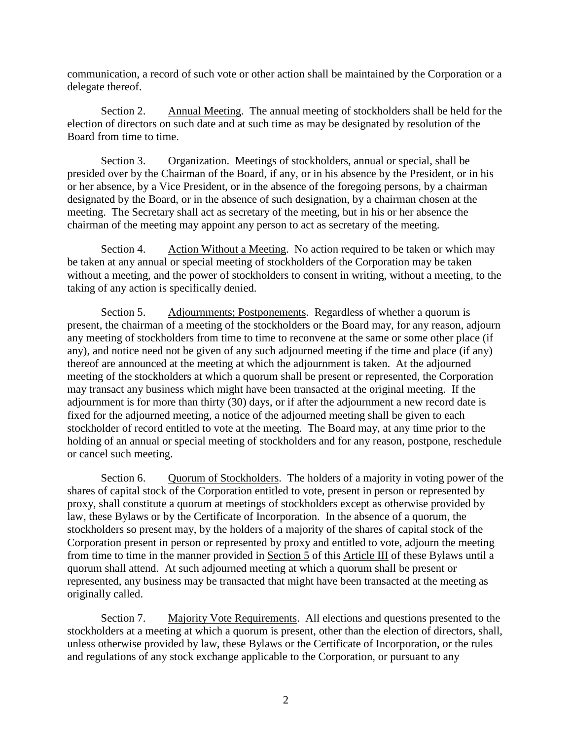communication, a record of such vote or other action shall be maintained by the Corporation or a delegate thereof.

Section 2. Annual Meeting. The annual meeting of stockholders shall be held for the election of directors on such date and at such time as may be designated by resolution of the Board from time to time.

Section 3. Organization. Meetings of stockholders, annual or special, shall be presided over by the Chairman of the Board, if any, or in his absence by the President, or in his or her absence, by a Vice President, or in the absence of the foregoing persons, by a chairman designated by the Board, or in the absence of such designation, by a chairman chosen at the meeting. The Secretary shall act as secretary of the meeting, but in his or her absence the chairman of the meeting may appoint any person to act as secretary of the meeting.

Section 4. Action Without a Meeting. No action required to be taken or which may be taken at any annual or special meeting of stockholders of the Corporation may be taken without a meeting, and the power of stockholders to consent in writing, without a meeting, to the taking of any action is specifically denied.

Section 5. Adjournments; Postponements. Regardless of whether a quorum is present, the chairman of a meeting of the stockholders or the Board may, for any reason, adjourn any meeting of stockholders from time to time to reconvene at the same or some other place (if any), and notice need not be given of any such adjourned meeting if the time and place (if any) thereof are announced at the meeting at which the adjournment is taken. At the adjourned meeting of the stockholders at which a quorum shall be present or represented, the Corporation may transact any business which might have been transacted at the original meeting. If the adjournment is for more than thirty (30) days, or if after the adjournment a new record date is fixed for the adjourned meeting, a notice of the adjourned meeting shall be given to each stockholder of record entitled to vote at the meeting. The Board may, at any time prior to the holding of an annual or special meeting of stockholders and for any reason, postpone, reschedule or cancel such meeting.

Section 6. Quorum of Stockholders. The holders of a majority in voting power of the shares of capital stock of the Corporation entitled to vote, present in person or represented by proxy, shall constitute a quorum at meetings of stockholders except as otherwise provided by law, these Bylaws or by the Certificate of Incorporation. In the absence of a quorum, the stockholders so present may, by the holders of a majority of the shares of capital stock of the Corporation present in person or represented by proxy and entitled to vote, adjourn the meeting from time to time in the manner provided in Section 5 of this Article III of these Bylaws until a quorum shall attend. At such adjourned meeting at which a quorum shall be present or represented, any business may be transacted that might have been transacted at the meeting as originally called.

Section 7. Majority Vote Requirements. All elections and questions presented to the stockholders at a meeting at which a quorum is present, other than the election of directors, shall, unless otherwise provided by law, these Bylaws or the Certificate of Incorporation, or the rules and regulations of any stock exchange applicable to the Corporation, or pursuant to any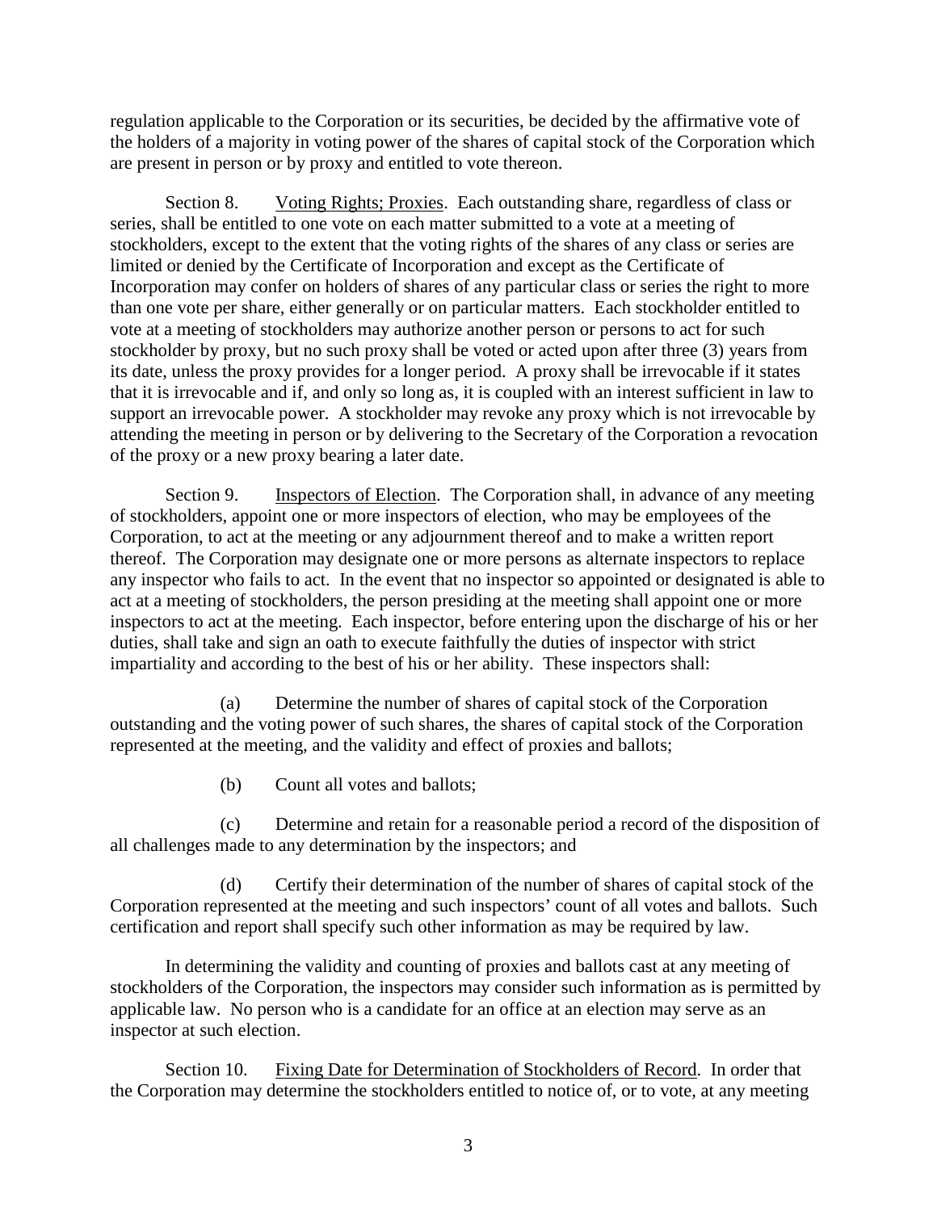regulation applicable to the Corporation or its securities, be decided by the affirmative vote of the holders of a majority in voting power of the shares of capital stock of the Corporation which are present in person or by proxy and entitled to vote thereon.

Section 8. Voting Rights; Proxies. Each outstanding share, regardless of class or series, shall be entitled to one vote on each matter submitted to a vote at a meeting of stockholders, except to the extent that the voting rights of the shares of any class or series are limited or denied by the Certificate of Incorporation and except as the Certificate of Incorporation may confer on holders of shares of any particular class or series the right to more than one vote per share, either generally or on particular matters. Each stockholder entitled to vote at a meeting of stockholders may authorize another person or persons to act for such stockholder by proxy, but no such proxy shall be voted or acted upon after three (3) years from its date, unless the proxy provides for a longer period. A proxy shall be irrevocable if it states that it is irrevocable and if, and only so long as, it is coupled with an interest sufficient in law to support an irrevocable power. A stockholder may revoke any proxy which is not irrevocable by attending the meeting in person or by delivering to the Secretary of the Corporation a revocation of the proxy or a new proxy bearing a later date.

Section 9. Inspectors of Election. The Corporation shall, in advance of any meeting of stockholders, appoint one or more inspectors of election, who may be employees of the Corporation, to act at the meeting or any adjournment thereof and to make a written report thereof. The Corporation may designate one or more persons as alternate inspectors to replace any inspector who fails to act. In the event that no inspector so appointed or designated is able to act at a meeting of stockholders, the person presiding at the meeting shall appoint one or more inspectors to act at the meeting. Each inspector, before entering upon the discharge of his or her duties, shall take and sign an oath to execute faithfully the duties of inspector with strict impartiality and according to the best of his or her ability. These inspectors shall:

(a) Determine the number of shares of capital stock of the Corporation outstanding and the voting power of such shares, the shares of capital stock of the Corporation represented at the meeting, and the validity and effect of proxies and ballots;

(b) Count all votes and ballots;

(c) Determine and retain for a reasonable period a record of the disposition of all challenges made to any determination by the inspectors; and

(d) Certify their determination of the number of shares of capital stock of the Corporation represented at the meeting and such inspectors' count of all votes and ballots. Such certification and report shall specify such other information as may be required by law.

In determining the validity and counting of proxies and ballots cast at any meeting of stockholders of the Corporation, the inspectors may consider such information as is permitted by applicable law. No person who is a candidate for an office at an election may serve as an inspector at such election.

Section 10. Fixing Date for Determination of Stockholders of Record. In order that the Corporation may determine the stockholders entitled to notice of, or to vote, at any meeting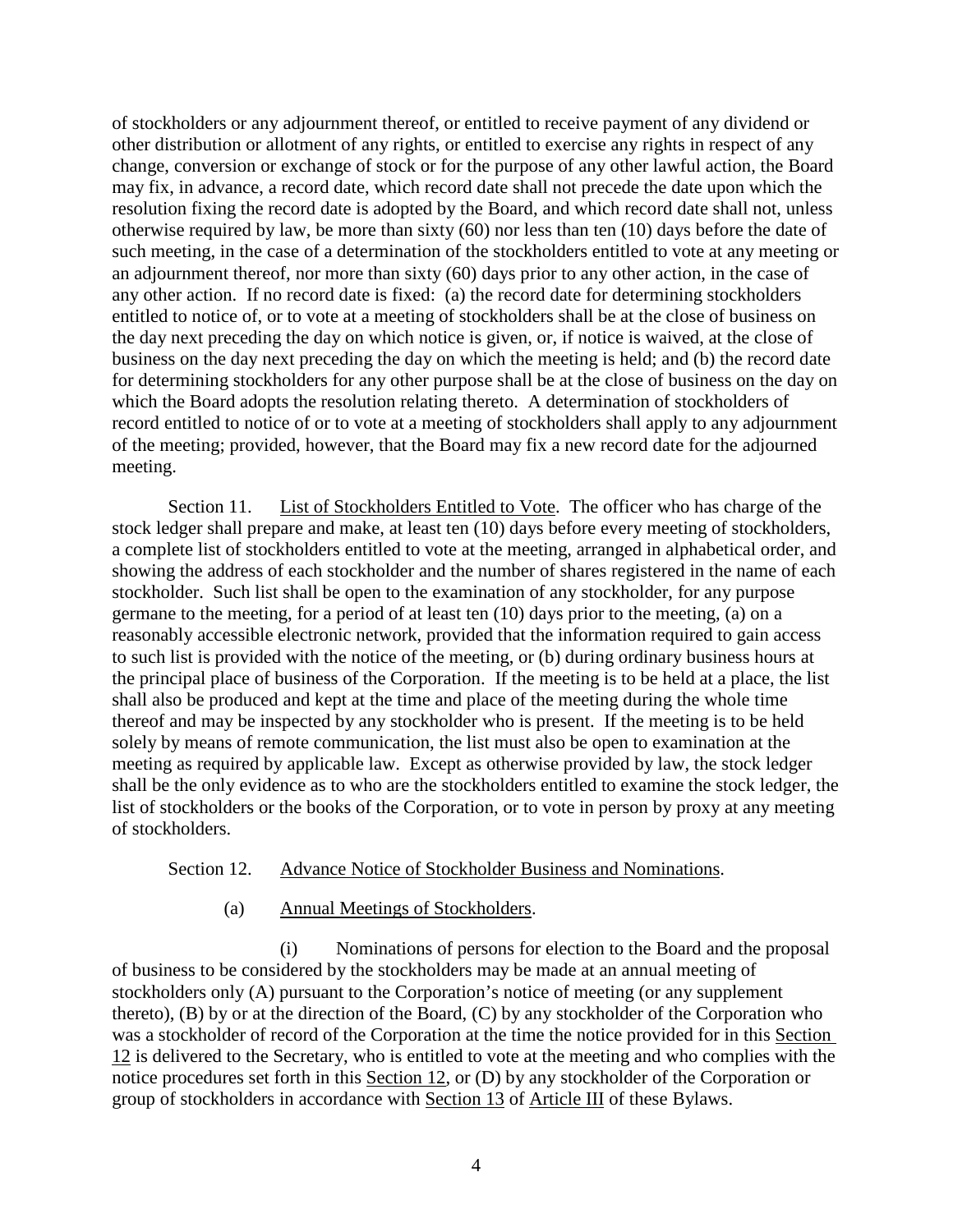of stockholders or any adjournment thereof, or entitled to receive payment of any dividend or other distribution or allotment of any rights, or entitled to exercise any rights in respect of any change, conversion or exchange of stock or for the purpose of any other lawful action, the Board may fix, in advance, a record date, which record date shall not precede the date upon which the resolution fixing the record date is adopted by the Board, and which record date shall not, unless otherwise required by law, be more than sixty (60) nor less than ten (10) days before the date of such meeting, in the case of a determination of the stockholders entitled to vote at any meeting or an adjournment thereof, nor more than sixty (60) days prior to any other action, in the case of any other action. If no record date is fixed: (a) the record date for determining stockholders entitled to notice of, or to vote at a meeting of stockholders shall be at the close of business on the day next preceding the day on which notice is given, or, if notice is waived, at the close of business on the day next preceding the day on which the meeting is held; and (b) the record date for determining stockholders for any other purpose shall be at the close of business on the day on which the Board adopts the resolution relating thereto. A determination of stockholders of record entitled to notice of or to vote at a meeting of stockholders shall apply to any adjournment of the meeting; provided, however, that the Board may fix a new record date for the adjourned meeting.

Section 11. List of Stockholders Entitled to Vote. The officer who has charge of the stock ledger shall prepare and make, at least ten (10) days before every meeting of stockholders, a complete list of stockholders entitled to vote at the meeting, arranged in alphabetical order, and showing the address of each stockholder and the number of shares registered in the name of each stockholder. Such list shall be open to the examination of any stockholder, for any purpose germane to the meeting, for a period of at least ten (10) days prior to the meeting, (a) on a reasonably accessible electronic network, provided that the information required to gain access to such list is provided with the notice of the meeting, or (b) during ordinary business hours at the principal place of business of the Corporation. If the meeting is to be held at a place, the list shall also be produced and kept at the time and place of the meeting during the whole time thereof and may be inspected by any stockholder who is present. If the meeting is to be held solely by means of remote communication, the list must also be open to examination at the meeting as required by applicable law. Except as otherwise provided by law, the stock ledger shall be the only evidence as to who are the stockholders entitled to examine the stock ledger, the list of stockholders or the books of the Corporation, or to vote in person by proxy at any meeting of stockholders.

Section 12. Advance Notice of Stockholder Business and Nominations.

(a) Annual Meetings of Stockholders.

(i) Nominations of persons for election to the Board and the proposal of business to be considered by the stockholders may be made at an annual meeting of stockholders only (A) pursuant to the Corporation's notice of meeting (or any supplement thereto), (B) by or at the direction of the Board, (C) by any stockholder of the Corporation who was a stockholder of record of the Corporation at the time the notice provided for in this Section 12 is delivered to the Secretary, who is entitled to vote at the meeting and who complies with the notice procedures set forth in this Section 12, or (D) by any stockholder of the Corporation or group of stockholders in accordance with Section 13 of Article III of these Bylaws.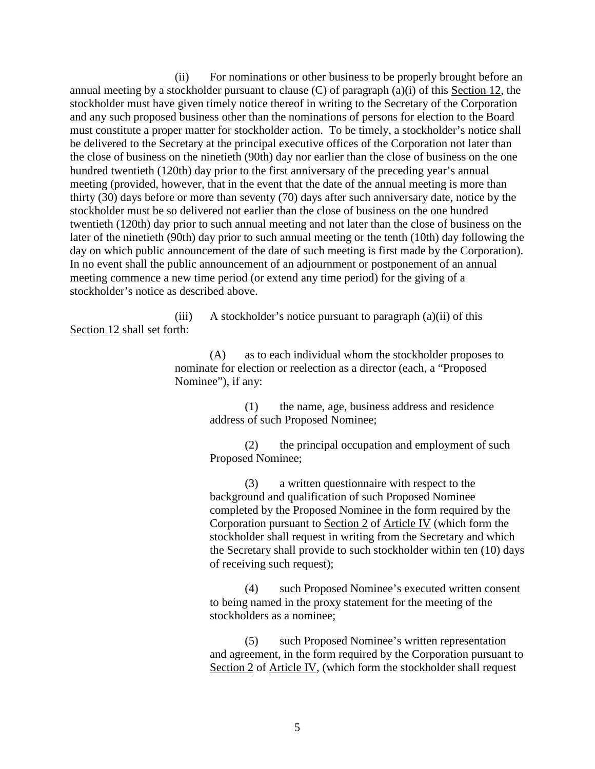(ii) For nominations or other business to be properly brought before an annual meeting by a stockholder pursuant to clause (C) of paragraph (a)(i) of this Section 12, the stockholder must have given timely notice thereof in writing to the Secretary of the Corporation and any such proposed business other than the nominations of persons for election to the Board must constitute a proper matter for stockholder action. To be timely, a stockholder's notice shall be delivered to the Secretary at the principal executive offices of the Corporation not later than the close of business on the ninetieth (90th) day nor earlier than the close of business on the one hundred twentieth (120th) day prior to the first anniversary of the preceding year's annual meeting (provided, however, that in the event that the date of the annual meeting is more than thirty (30) days before or more than seventy (70) days after such anniversary date, notice by the stockholder must be so delivered not earlier than the close of business on the one hundred twentieth (120th) day prior to such annual meeting and not later than the close of business on the later of the ninetieth (90th) day prior to such annual meeting or the tenth (10th) day following the day on which public announcement of the date of such meeting is first made by the Corporation). In no event shall the public announcement of an adjournment or postponement of an annual meeting commence a new time period (or extend any time period) for the giving of a stockholder's notice as described above.

(iii) A stockholder's notice pursuant to paragraph (a)(ii) of this Section 12 shall set forth:

(A) as to each individual whom the stockholder proposes to nominate for election or reelection as a director (each, a "Proposed Nominee"), if any:

(1) the name, age, business address and residence address of such Proposed Nominee;

(2) the principal occupation and employment of such Proposed Nominee;

(3) a written questionnaire with respect to the background and qualification of such Proposed Nominee completed by the Proposed Nominee in the form required by the Corporation pursuant to Section 2 of Article IV (which form the stockholder shall request in writing from the Secretary and which the Secretary shall provide to such stockholder within ten (10) days of receiving such request);

(4) such Proposed Nominee's executed written consent to being named in the proxy statement for the meeting of the stockholders as a nominee;

(5) such Proposed Nominee's written representation and agreement, in the form required by the Corporation pursuant to Section 2 of Article IV, (which form the stockholder shall request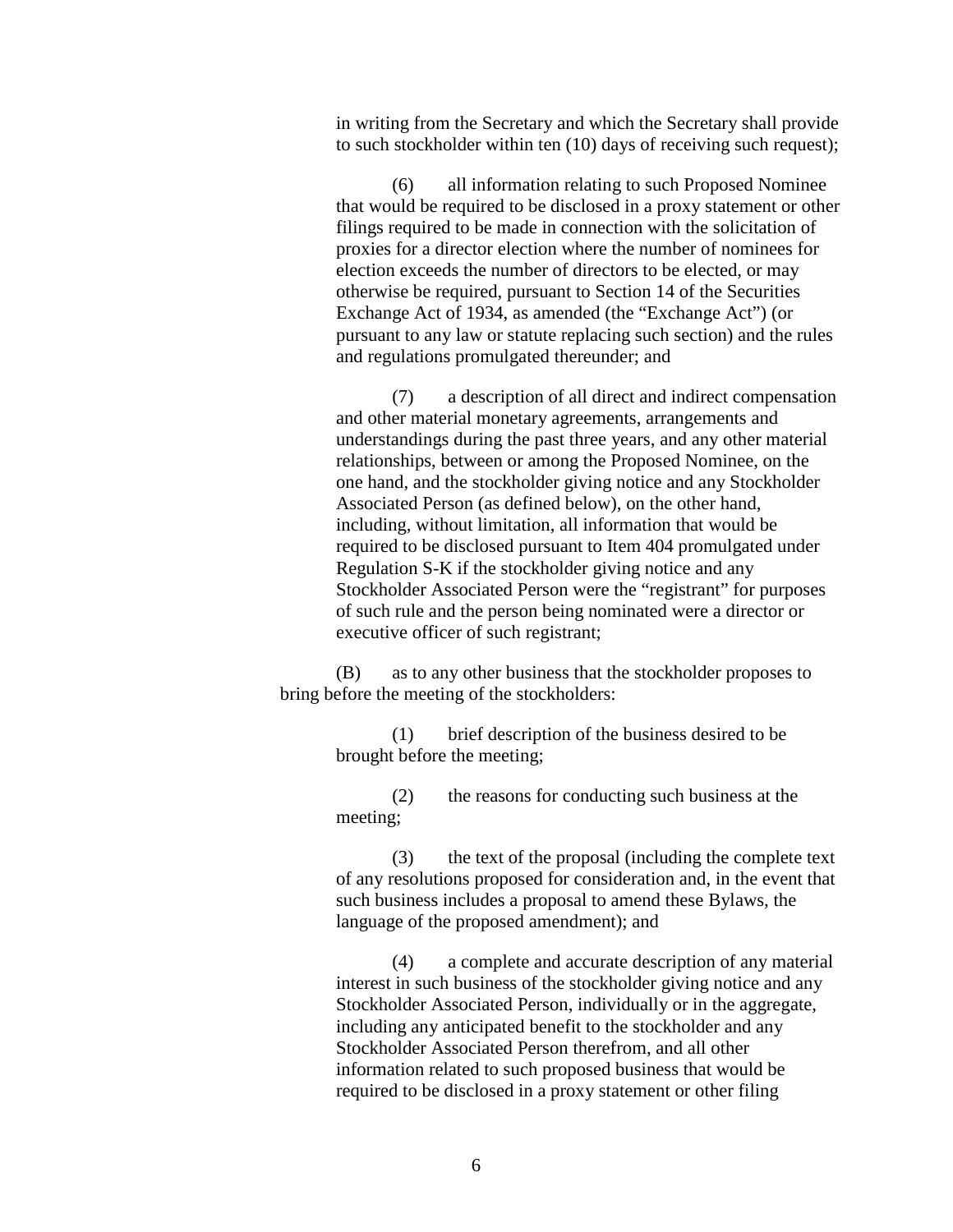in writing from the Secretary and which the Secretary shall provide to such stockholder within ten (10) days of receiving such request);

(6) all information relating to such Proposed Nominee that would be required to be disclosed in a proxy statement or other filings required to be made in connection with the solicitation of proxies for a director election where the number of nominees for election exceeds the number of directors to be elected, or may otherwise be required, pursuant to Section 14 of the Securities Exchange Act of 1934, as amended (the "Exchange Act") (or pursuant to any law or statute replacing such section) and the rules and regulations promulgated thereunder; and

(7) a description of all direct and indirect compensation and other material monetary agreements, arrangements and understandings during the past three years, and any other material relationships, between or among the Proposed Nominee, on the one hand, and the stockholder giving notice and any Stockholder Associated Person (as defined below), on the other hand, including, without limitation, all information that would be required to be disclosed pursuant to Item 404 promulgated under Regulation S-K if the stockholder giving notice and any Stockholder Associated Person were the "registrant" for purposes of such rule and the person being nominated were a director or executive officer of such registrant;

(B) as to any other business that the stockholder proposes to bring before the meeting of the stockholders:

(1) brief description of the business desired to be brought before the meeting;

(2) the reasons for conducting such business at the meeting;

(3) the text of the proposal (including the complete text of any resolutions proposed for consideration and, in the event that such business includes a proposal to amend these Bylaws, the language of the proposed amendment); and

(4) a complete and accurate description of any material interest in such business of the stockholder giving notice and any Stockholder Associated Person, individually or in the aggregate, including any anticipated benefit to the stockholder and any Stockholder Associated Person therefrom, and all other information related to such proposed business that would be required to be disclosed in a proxy statement or other filing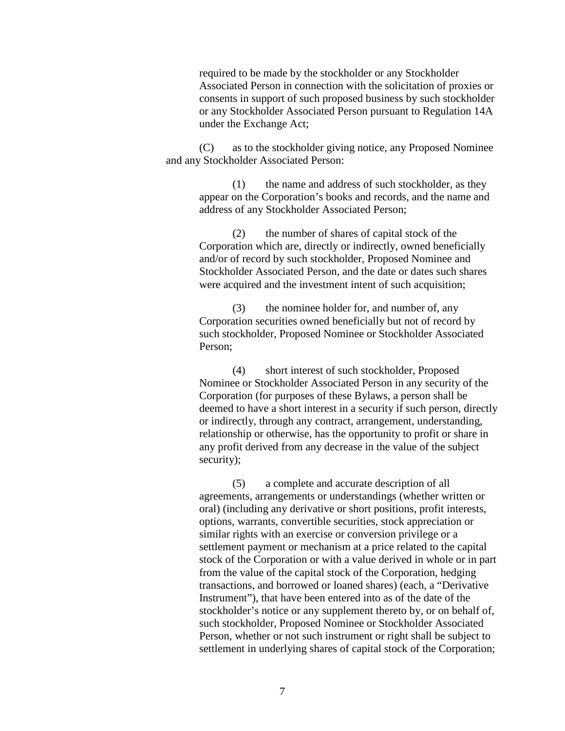required to be made by the stockholder or any Stockholder Associated Person in connection with the solicitation of proxies or consents in support of such proposed business by such stockholder or any Stockholder Associated Person pursuant to Regulation 14A under the Exchange Act;

(C) as to the stockholder giving notice, any Proposed Nominee and any Stockholder Associated Person:

(1) the name and address of such stockholder, as they appear on the Corporation's books and records, and the name and address of any Stockholder Associated Person;

(2) the number of shares of capital stock of the Corporation which are, directly or indirectly, owned beneficially and/or of record by such stockholder, Proposed Nominee and Stockholder Associated Person, and the date or dates such shares were acquired and the investment intent of such acquisition;

(3) the nominee holder for, and number of, any Corporation securities owned beneficially but not of record by such stockholder, Proposed Nominee or Stockholder Associated Person;

(4) short interest of such stockholder, Proposed Nominee or Stockholder Associated Person in any security of the Corporation (for purposes of these Bylaws, a person shall be deemed to have a short interest in a security if such person, directly or indirectly, through any contract, arrangement, understanding, relationship or otherwise, has the opportunity to profit or share in any profit derived from any decrease in the value of the subject security);

(5) a complete and accurate description of all agreements, arrangements or understandings (whether written or oral) (including any derivative or short positions, profit interests, options, warrants, convertible securities, stock appreciation or similar rights with an exercise or conversion privilege or a settlement payment or mechanism at a price related to the capital stock of the Corporation or with a value derived in whole or in part from the value of the capital stock of the Corporation, hedging transactions, and borrowed or loaned shares) (each, a "Derivative Instrument"), that have been entered into as of the date of the stockholder's notice or any supplement thereto by, or on behalf of, such stockholder, Proposed Nominee or Stockholder Associated Person, whether or not such instrument or right shall be subject to settlement in underlying shares of capital stock of the Corporation;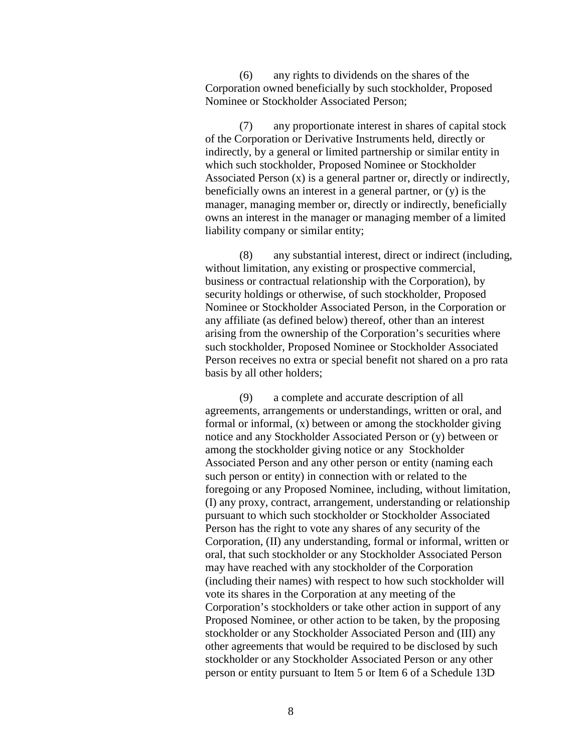(6) any rights to dividends on the shares of the Corporation owned beneficially by such stockholder, Proposed Nominee or Stockholder Associated Person;

(7) any proportionate interest in shares of capital stock of the Corporation or Derivative Instruments held, directly or indirectly, by a general or limited partnership or similar entity in which such stockholder, Proposed Nominee or Stockholder Associated Person (x) is a general partner or, directly or indirectly, beneficially owns an interest in a general partner, or (y) is the manager, managing member or, directly or indirectly, beneficially owns an interest in the manager or managing member of a limited liability company or similar entity;

(8) any substantial interest, direct or indirect (including, without limitation, any existing or prospective commercial, business or contractual relationship with the Corporation), by security holdings or otherwise, of such stockholder, Proposed Nominee or Stockholder Associated Person, in the Corporation or any affiliate (as defined below) thereof, other than an interest arising from the ownership of the Corporation's securities where such stockholder, Proposed Nominee or Stockholder Associated Person receives no extra or special benefit not shared on a pro rata basis by all other holders;

(9) a complete and accurate description of all agreements, arrangements or understandings, written or oral, and formal or informal, (x) between or among the stockholder giving notice and any Stockholder Associated Person or (y) between or among the stockholder giving notice or any Stockholder Associated Person and any other person or entity (naming each such person or entity) in connection with or related to the foregoing or any Proposed Nominee, including, without limitation, (I) any proxy, contract, arrangement, understanding or relationship pursuant to which such stockholder or Stockholder Associated Person has the right to vote any shares of any security of the Corporation, (II) any understanding, formal or informal, written or oral, that such stockholder or any Stockholder Associated Person may have reached with any stockholder of the Corporation (including their names) with respect to how such stockholder will vote its shares in the Corporation at any meeting of the Corporation's stockholders or take other action in support of any Proposed Nominee, or other action to be taken, by the proposing stockholder or any Stockholder Associated Person and (III) any other agreements that would be required to be disclosed by such stockholder or any Stockholder Associated Person or any other person or entity pursuant to Item 5 or Item 6 of a Schedule 13D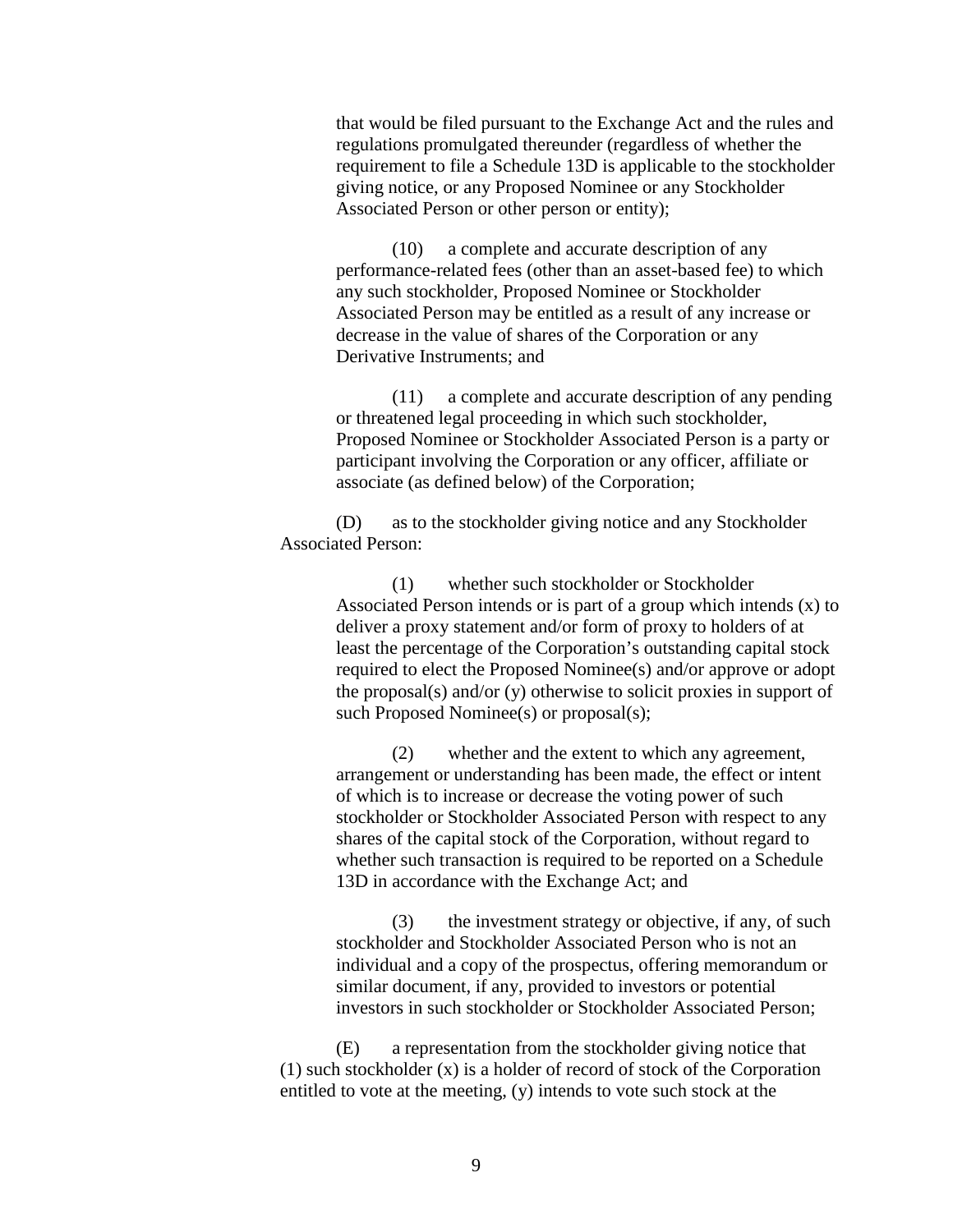that would be filed pursuant to the Exchange Act and the rules and regulations promulgated thereunder (regardless of whether the requirement to file a Schedule 13D is applicable to the stockholder giving notice, or any Proposed Nominee or any Stockholder Associated Person or other person or entity);

(10) a complete and accurate description of any performance-related fees (other than an asset-based fee) to which any such stockholder, Proposed Nominee or Stockholder Associated Person may be entitled as a result of any increase or decrease in the value of shares of the Corporation or any Derivative Instruments; and

(11) a complete and accurate description of any pending or threatened legal proceeding in which such stockholder, Proposed Nominee or Stockholder Associated Person is a party or participant involving the Corporation or any officer, affiliate or associate (as defined below) of the Corporation;

(D) as to the stockholder giving notice and any Stockholder Associated Person:

(1) whether such stockholder or Stockholder Associated Person intends or is part of a group which intends (x) to deliver a proxy statement and/or form of proxy to holders of at least the percentage of the Corporation's outstanding capital stock required to elect the Proposed Nominee(s) and/or approve or adopt the proposal(s) and/or (y) otherwise to solicit proxies in support of such Proposed Nominee(s) or proposal(s);

(2) whether and the extent to which any agreement, arrangement or understanding has been made, the effect or intent of which is to increase or decrease the voting power of such stockholder or Stockholder Associated Person with respect to any shares of the capital stock of the Corporation, without regard to whether such transaction is required to be reported on a Schedule 13D in accordance with the Exchange Act; and

(3) the investment strategy or objective, if any, of such stockholder and Stockholder Associated Person who is not an individual and a copy of the prospectus, offering memorandum or similar document, if any, provided to investors or potential investors in such stockholder or Stockholder Associated Person;

(E) a representation from the stockholder giving notice that (1) such stockholder (x) is a holder of record of stock of the Corporation entitled to vote at the meeting, (y) intends to vote such stock at the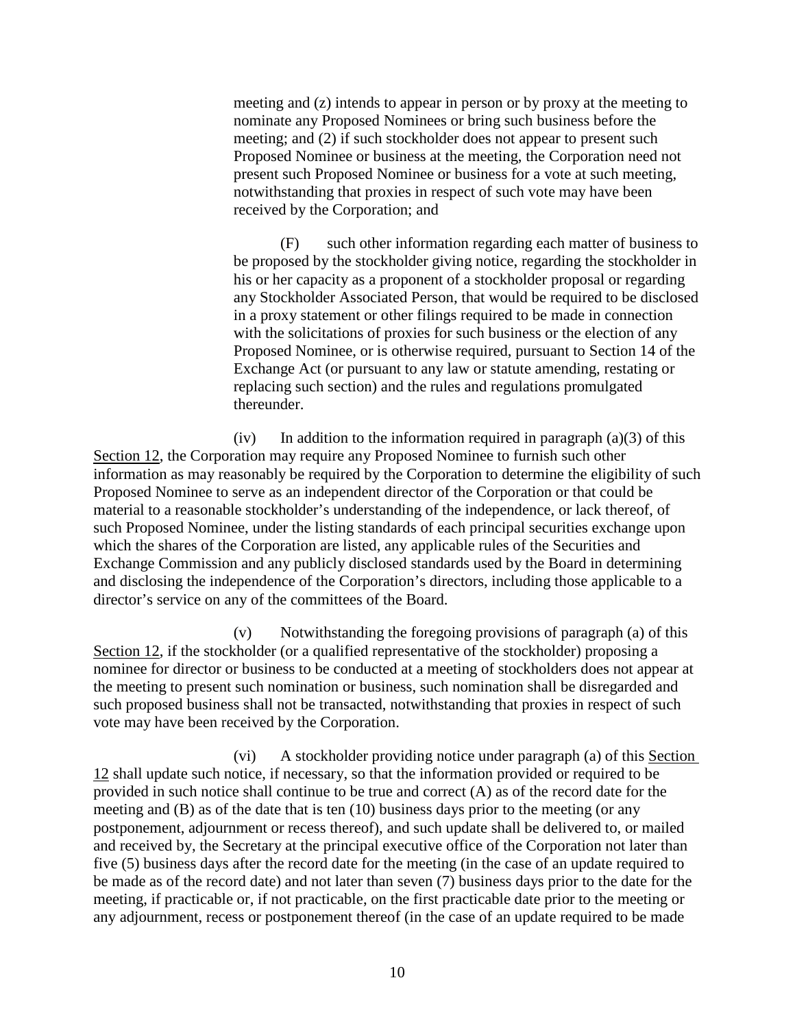meeting and (z) intends to appear in person or by proxy at the meeting to nominate any Proposed Nominees or bring such business before the meeting; and (2) if such stockholder does not appear to present such Proposed Nominee or business at the meeting, the Corporation need not present such Proposed Nominee or business for a vote at such meeting, notwithstanding that proxies in respect of such vote may have been received by the Corporation; and

(F) such other information regarding each matter of business to be proposed by the stockholder giving notice, regarding the stockholder in his or her capacity as a proponent of a stockholder proposal or regarding any Stockholder Associated Person, that would be required to be disclosed in a proxy statement or other filings required to be made in connection with the solicitations of proxies for such business or the election of any Proposed Nominee, or is otherwise required, pursuant to Section 14 of the Exchange Act (or pursuant to any law or statute amending, restating or replacing such section) and the rules and regulations promulgated thereunder.

(iv) In addition to the information required in paragraph (a)(3) of this Section 12, the Corporation may require any Proposed Nominee to furnish such other information as may reasonably be required by the Corporation to determine the eligibility of such Proposed Nominee to serve as an independent director of the Corporation or that could be material to a reasonable stockholder's understanding of the independence, or lack thereof, of such Proposed Nominee, under the listing standards of each principal securities exchange upon which the shares of the Corporation are listed, any applicable rules of the Securities and Exchange Commission and any publicly disclosed standards used by the Board in determining and disclosing the independence of the Corporation's directors, including those applicable to a director's service on any of the committees of the Board.

(v) Notwithstanding the foregoing provisions of paragraph (a) of this Section 12, if the stockholder (or a qualified representative of the stockholder) proposing a nominee for director or business to be conducted at a meeting of stockholders does not appear at the meeting to present such nomination or business, such nomination shall be disregarded and such proposed business shall not be transacted, notwithstanding that proxies in respect of such vote may have been received by the Corporation.

(vi) A stockholder providing notice under paragraph (a) of this Section 12 shall update such notice, if necessary, so that the information provided or required to be provided in such notice shall continue to be true and correct (A) as of the record date for the meeting and (B) as of the date that is ten (10) business days prior to the meeting (or any postponement, adjournment or recess thereof), and such update shall be delivered to, or mailed and received by, the Secretary at the principal executive office of the Corporation not later than five (5) business days after the record date for the meeting (in the case of an update required to be made as of the record date) and not later than seven (7) business days prior to the date for the meeting, if practicable or, if not practicable, on the first practicable date prior to the meeting or any adjournment, recess or postponement thereof (in the case of an update required to be made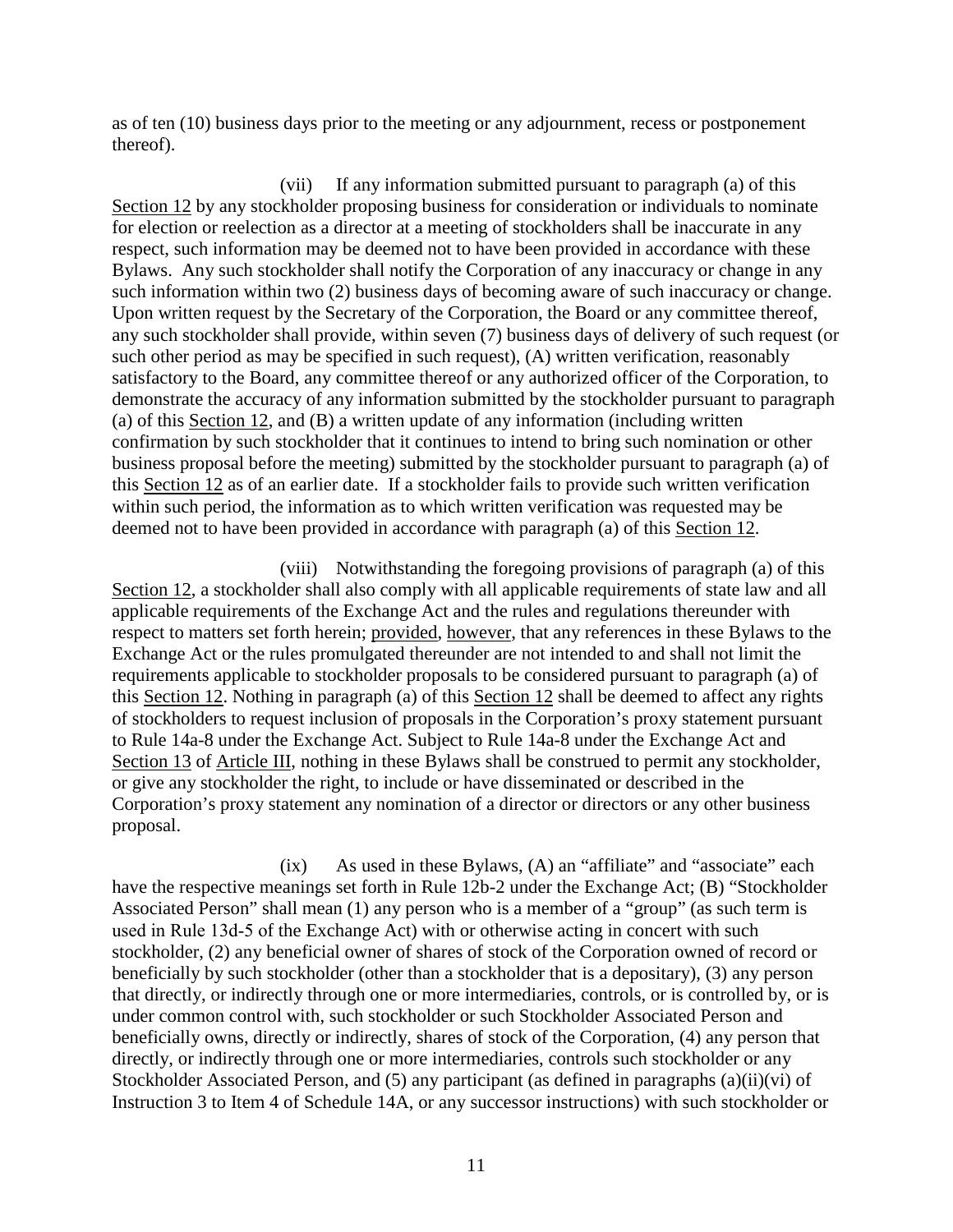as of ten (10) business days prior to the meeting or any adjournment, recess or postponement thereof).

(vii) If any information submitted pursuant to paragraph (a) of this Section 12 by any stockholder proposing business for consideration or individuals to nominate for election or reelection as a director at a meeting of stockholders shall be inaccurate in any respect, such information may be deemed not to have been provided in accordance with these Bylaws. Any such stockholder shall notify the Corporation of any inaccuracy or change in any such information within two (2) business days of becoming aware of such inaccuracy or change. Upon written request by the Secretary of the Corporation, the Board or any committee thereof, any such stockholder shall provide, within seven (7) business days of delivery of such request (or such other period as may be specified in such request), (A) written verification, reasonably satisfactory to the Board, any committee thereof or any authorized officer of the Corporation, to demonstrate the accuracy of any information submitted by the stockholder pursuant to paragraph (a) of this Section 12, and (B) a written update of any information (including written confirmation by such stockholder that it continues to intend to bring such nomination or other business proposal before the meeting) submitted by the stockholder pursuant to paragraph (a) of this Section 12 as of an earlier date. If a stockholder fails to provide such written verification within such period, the information as to which written verification was requested may be deemed not to have been provided in accordance with paragraph (a) of this Section 12.

(viii) Notwithstanding the foregoing provisions of paragraph (a) of this Section 12, a stockholder shall also comply with all applicable requirements of state law and all applicable requirements of the Exchange Act and the rules and regulations thereunder with respect to matters set forth herein; provided, however, that any references in these Bylaws to the Exchange Act or the rules promulgated thereunder are not intended to and shall not limit the requirements applicable to stockholder proposals to be considered pursuant to paragraph (a) of this Section 12. Nothing in paragraph (a) of this Section 12 shall be deemed to affect any rights of stockholders to request inclusion of proposals in the Corporation's proxy statement pursuant to Rule 14a-8 under the Exchange Act. Subject to Rule 14a-8 under the Exchange Act and Section 13 of Article III, nothing in these Bylaws shall be construed to permit any stockholder, or give any stockholder the right, to include or have disseminated or described in the Corporation's proxy statement any nomination of a director or directors or any other business proposal.

(ix) As used in these Bylaws, (A) an "affiliate" and "associate" each have the respective meanings set forth in Rule 12b-2 under the Exchange Act; (B) "Stockholder Associated Person" shall mean (1) any person who is a member of a "group" (as such term is used in Rule 13d-5 of the Exchange Act) with or otherwise acting in concert with such stockholder, (2) any beneficial owner of shares of stock of the Corporation owned of record or beneficially by such stockholder (other than a stockholder that is a depositary), (3) any person that directly, or indirectly through one or more intermediaries, controls, or is controlled by, or is under common control with, such stockholder or such Stockholder Associated Person and beneficially owns, directly or indirectly, shares of stock of the Corporation, (4) any person that directly, or indirectly through one or more intermediaries, controls such stockholder or any Stockholder Associated Person, and (5) any participant (as defined in paragraphs (a)(ii)(vi) of Instruction 3 to Item 4 of Schedule 14A, or any successor instructions) with such stockholder or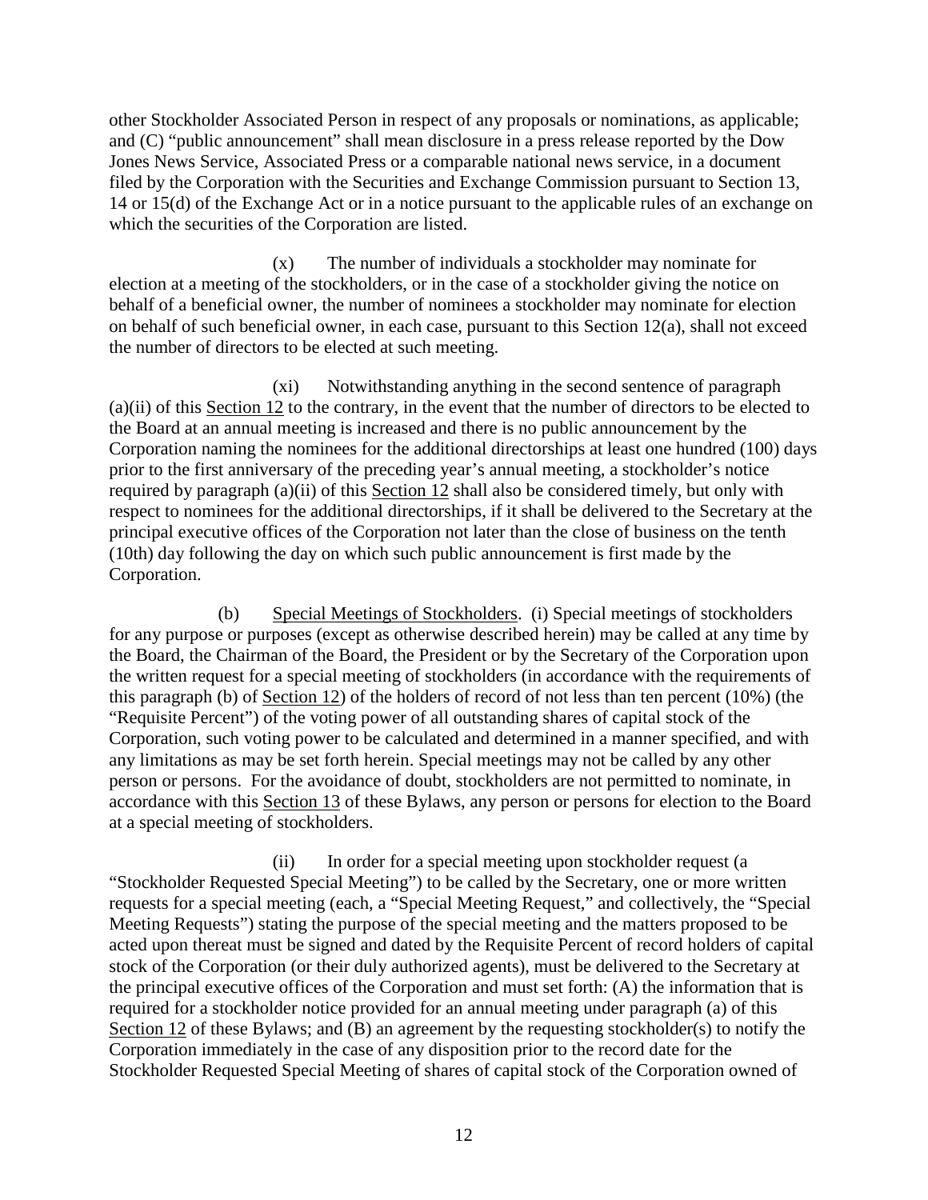other Stockholder Associated Person in respect of any proposals or nominations, as applicable; and (C) "public announcement" shall mean disclosure in a press release reported by the Dow Jones News Service, Associated Press or a comparable national news service, in a document filed by the Corporation with the Securities and Exchange Commission pursuant to Section 13, 14 or 15(d) of the Exchange Act or in a notice pursuant to the applicable rules of an exchange on which the securities of the Corporation are listed.

(x) The number of individuals a stockholder may nominate for election at a meeting of the stockholders, or in the case of a stockholder giving the notice on behalf of a beneficial owner, the number of nominees a stockholder may nominate for election on behalf of such beneficial owner, in each case, pursuant to this Section 12(a), shall not exceed the number of directors to be elected at such meeting.

(xi) Notwithstanding anything in the second sentence of paragraph (a)(ii) of this Section 12 to the contrary, in the event that the number of directors to be elected to the Board at an annual meeting is increased and there is no public announcement by the Corporation naming the nominees for the additional directorships at least one hundred (100) days prior to the first anniversary of the preceding year's annual meeting, a stockholder's notice required by paragraph (a)(ii) of this Section 12 shall also be considered timely, but only with respect to nominees for the additional directorships, if it shall be delivered to the Secretary at the principal executive offices of the Corporation not later than the close of business on the tenth (10th) day following the day on which such public announcement is first made by the Corporation.

(b) Special Meetings of Stockholders. (i) Special meetings of stockholders for any purpose or purposes (except as otherwise described herein) may be called at any time by the Board, the Chairman of the Board, the President or by the Secretary of the Corporation upon the written request for a special meeting of stockholders (in accordance with the requirements of this paragraph (b) of Section 12) of the holders of record of not less than ten percent (10%) (the "Requisite Percent") of the voting power of all outstanding shares of capital stock of the Corporation, such voting power to be calculated and determined in a manner specified, and with any limitations as may be set forth herein. Special meetings may not be called by any other person or persons. For the avoidance of doubt, stockholders are not permitted to nominate, in accordance with this Section 13 of these Bylaws, any person or persons for election to the Board at a special meeting of stockholders.

(ii) In order for a special meeting upon stockholder request (a "Stockholder Requested Special Meeting") to be called by the Secretary, one or more written requests for a special meeting (each, a "Special Meeting Request," and collectively, the "Special Meeting Requests") stating the purpose of the special meeting and the matters proposed to be acted upon thereat must be signed and dated by the Requisite Percent of record holders of capital stock of the Corporation (or their duly authorized agents), must be delivered to the Secretary at the principal executive offices of the Corporation and must set forth: (A) the information that is required for a stockholder notice provided for an annual meeting under paragraph (a) of this Section 12 of these Bylaws; and (B) an agreement by the requesting stockholder(s) to notify the Corporation immediately in the case of any disposition prior to the record date for the Stockholder Requested Special Meeting of shares of capital stock of the Corporation owned of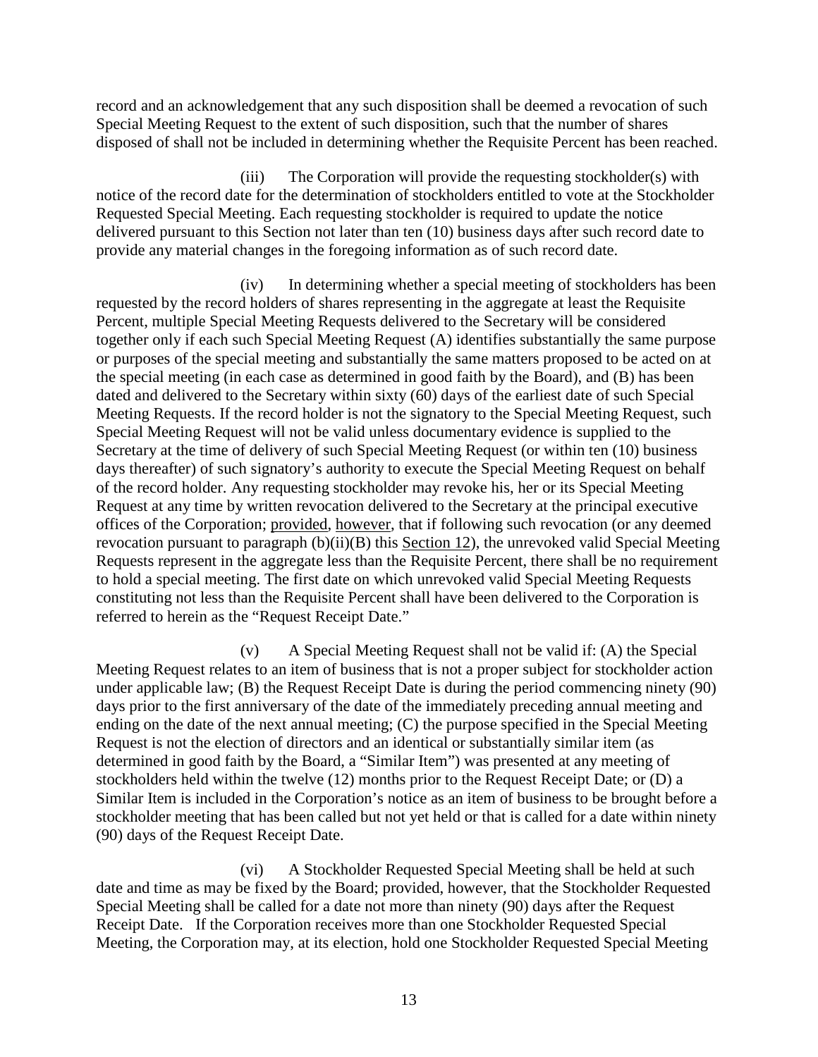record and an acknowledgement that any such disposition shall be deemed a revocation of such Special Meeting Request to the extent of such disposition, such that the number of shares disposed of shall not be included in determining whether the Requisite Percent has been reached.

(iii) The Corporation will provide the requesting stockholder(s) with notice of the record date for the determination of stockholders entitled to vote at the Stockholder Requested Special Meeting. Each requesting stockholder is required to update the notice delivered pursuant to this Section not later than ten (10) business days after such record date to provide any material changes in the foregoing information as of such record date.

(iv) In determining whether a special meeting of stockholders has been requested by the record holders of shares representing in the aggregate at least the Requisite Percent, multiple Special Meeting Requests delivered to the Secretary will be considered together only if each such Special Meeting Request (A) identifies substantially the same purpose or purposes of the special meeting and substantially the same matters proposed to be acted on at the special meeting (in each case as determined in good faith by the Board), and (B) has been dated and delivered to the Secretary within sixty (60) days of the earliest date of such Special Meeting Requests. If the record holder is not the signatory to the Special Meeting Request, such Special Meeting Request will not be valid unless documentary evidence is supplied to the Secretary at the time of delivery of such Special Meeting Request (or within ten (10) business days thereafter) of such signatory's authority to execute the Special Meeting Request on behalf of the record holder. Any requesting stockholder may revoke his, her or its Special Meeting Request at any time by written revocation delivered to the Secretary at the principal executive offices of the Corporation; provided, however, that if following such revocation (or any deemed revocation pursuant to paragraph (b)(ii)(B) this Section 12), the unrevoked valid Special Meeting Requests represent in the aggregate less than the Requisite Percent, there shall be no requirement to hold a special meeting. The first date on which unrevoked valid Special Meeting Requests constituting not less than the Requisite Percent shall have been delivered to the Corporation is referred to herein as the "Request Receipt Date."

(v) A Special Meeting Request shall not be valid if: (A) the Special Meeting Request relates to an item of business that is not a proper subject for stockholder action under applicable law; (B) the Request Receipt Date is during the period commencing ninety (90) days prior to the first anniversary of the date of the immediately preceding annual meeting and ending on the date of the next annual meeting; (C) the purpose specified in the Special Meeting Request is not the election of directors and an identical or substantially similar item (as determined in good faith by the Board, a "Similar Item") was presented at any meeting of stockholders held within the twelve (12) months prior to the Request Receipt Date; or (D) a Similar Item is included in the Corporation's notice as an item of business to be brought before a stockholder meeting that has been called but not yet held or that is called for a date within ninety (90) days of the Request Receipt Date.

(vi) A Stockholder Requested Special Meeting shall be held at such date and time as may be fixed by the Board; provided, however, that the Stockholder Requested Special Meeting shall be called for a date not more than ninety (90) days after the Request Receipt Date. If the Corporation receives more than one Stockholder Requested Special Meeting, the Corporation may, at its election, hold one Stockholder Requested Special Meeting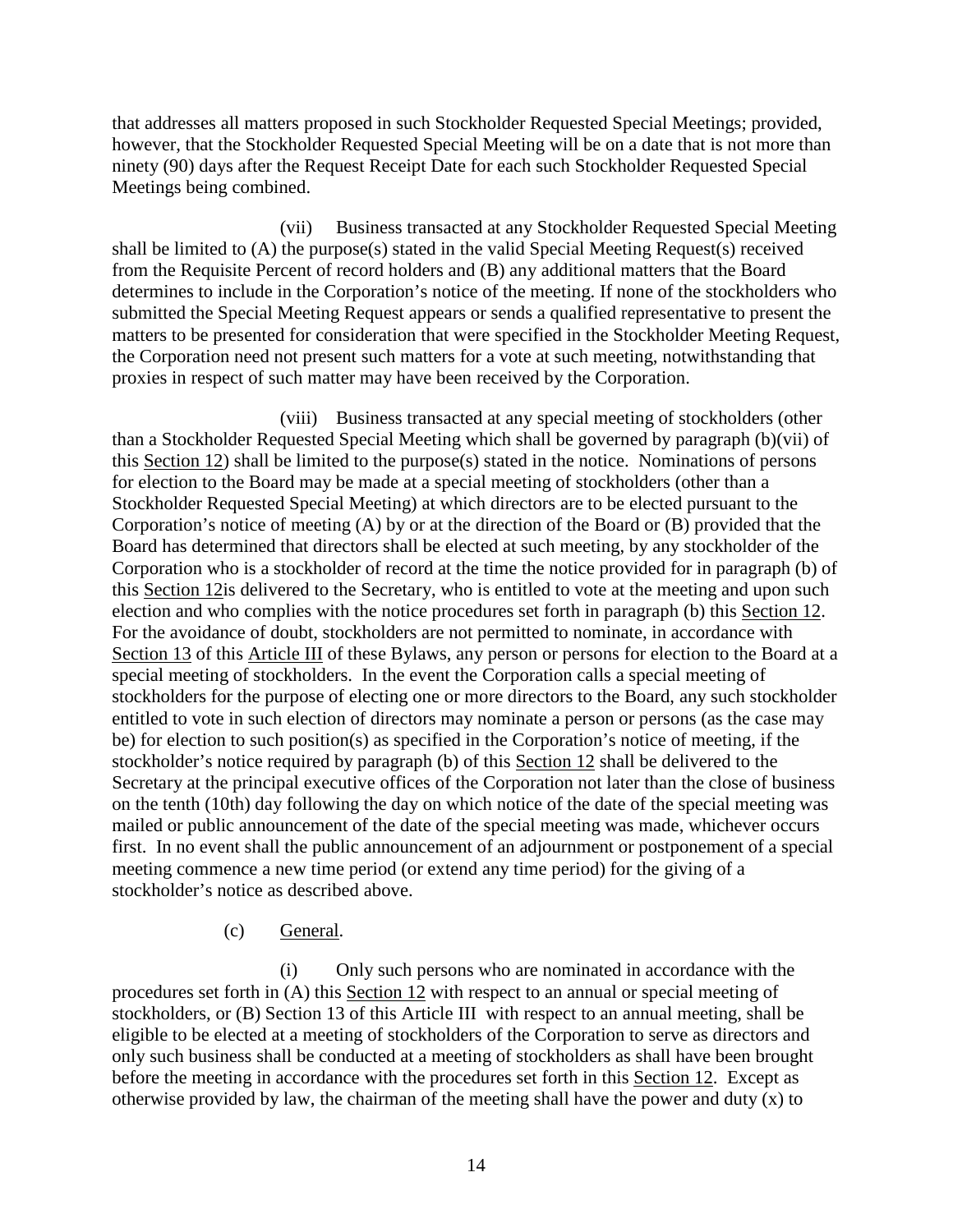that addresses all matters proposed in such Stockholder Requested Special Meetings; provided, however, that the Stockholder Requested Special Meeting will be on a date that is not more than ninety (90) days after the Request Receipt Date for each such Stockholder Requested Special Meetings being combined.

(vii) Business transacted at any Stockholder Requested Special Meeting shall be limited to (A) the purpose(s) stated in the valid Special Meeting Request(s) received from the Requisite Percent of record holders and (B) any additional matters that the Board determines to include in the Corporation's notice of the meeting. If none of the stockholders who submitted the Special Meeting Request appears or sends a qualified representative to present the matters to be presented for consideration that were specified in the Stockholder Meeting Request, the Corporation need not present such matters for a vote at such meeting, notwithstanding that proxies in respect of such matter may have been received by the Corporation.

(viii) Business transacted at any special meeting of stockholders (other than a Stockholder Requested Special Meeting which shall be governed by paragraph (b)(vii) of this Section 12) shall be limited to the purpose(s) stated in the notice. Nominations of persons for election to the Board may be made at a special meeting of stockholders (other than a Stockholder Requested Special Meeting) at which directors are to be elected pursuant to the Corporation's notice of meeting (A) by or at the direction of the Board or (B) provided that the Board has determined that directors shall be elected at such meeting, by any stockholder of the Corporation who is a stockholder of record at the time the notice provided for in paragraph (b) of this Section 12is delivered to the Secretary, who is entitled to vote at the meeting and upon such election and who complies with the notice procedures set forth in paragraph (b) this Section 12. For the avoidance of doubt, stockholders are not permitted to nominate, in accordance with Section 13 of this Article III of these Bylaws, any person or persons for election to the Board at a special meeting of stockholders. In the event the Corporation calls a special meeting of stockholders for the purpose of electing one or more directors to the Board, any such stockholder entitled to vote in such election of directors may nominate a person or persons (as the case may be) for election to such position(s) as specified in the Corporation's notice of meeting, if the stockholder's notice required by paragraph (b) of this Section 12 shall be delivered to the Secretary at the principal executive offices of the Corporation not later than the close of business on the tenth (10th) day following the day on which notice of the date of the special meeting was mailed or public announcement of the date of the special meeting was made, whichever occurs first. In no event shall the public announcement of an adjournment or postponement of a special meeting commence a new time period (or extend any time period) for the giving of a stockholder's notice as described above.

(c) General.

(i) Only such persons who are nominated in accordance with the procedures set forth in (A) this Section 12 with respect to an annual or special meeting of stockholders, or (B) Section 13 of this Article III with respect to an annual meeting, shall be eligible to be elected at a meeting of stockholders of the Corporation to serve as directors and only such business shall be conducted at a meeting of stockholders as shall have been brought before the meeting in accordance with the procedures set forth in this Section 12. Except as otherwise provided by law, the chairman of the meeting shall have the power and duty (x) to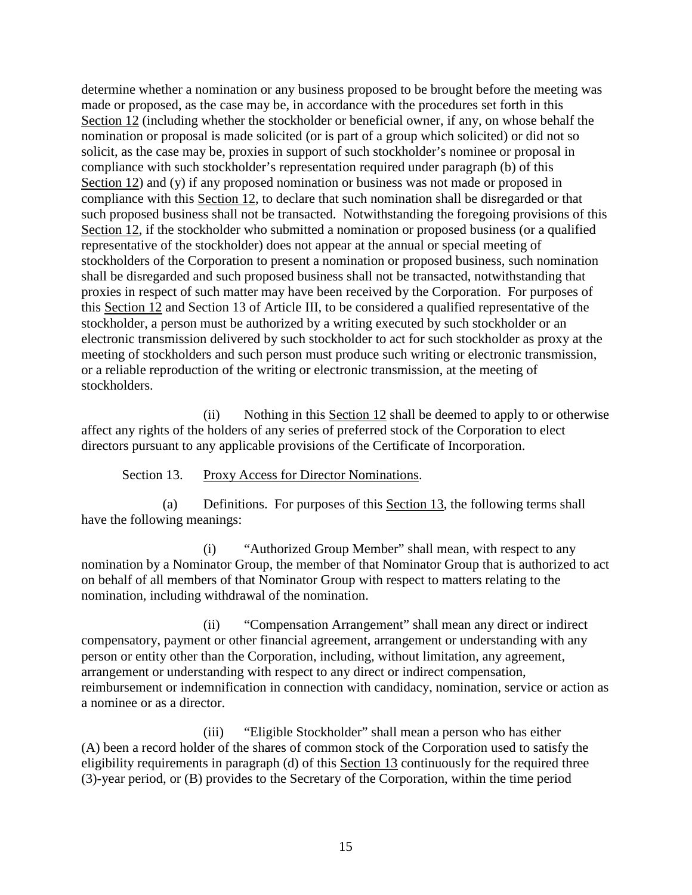determine whether a nomination or any business proposed to be brought before the meeting was made or proposed, as the case may be, in accordance with the procedures set forth in this Section 12 (including whether the stockholder or beneficial owner, if any, on whose behalf the nomination or proposal is made solicited (or is part of a group which solicited) or did not so solicit, as the case may be, proxies in support of such stockholder's nominee or proposal in compliance with such stockholder's representation required under paragraph (b) of this Section 12) and (y) if any proposed nomination or business was not made or proposed in compliance with this Section 12, to declare that such nomination shall be disregarded or that such proposed business shall not be transacted. Notwithstanding the foregoing provisions of this Section 12, if the stockholder who submitted a nomination or proposed business (or a qualified representative of the stockholder) does not appear at the annual or special meeting of stockholders of the Corporation to present a nomination or proposed business, such nomination shall be disregarded and such proposed business shall not be transacted, notwithstanding that proxies in respect of such matter may have been received by the Corporation. For purposes of this Section 12 and Section 13 of Article III, to be considered a qualified representative of the stockholder, a person must be authorized by a writing executed by such stockholder or an electronic transmission delivered by such stockholder to act for such stockholder as proxy at the meeting of stockholders and such person must produce such writing or electronic transmission, or a reliable reproduction of the writing or electronic transmission, at the meeting of stockholders.

(ii) Nothing in this Section 12 shall be deemed to apply to or otherwise affect any rights of the holders of any series of preferred stock of the Corporation to elect directors pursuant to any applicable provisions of the Certificate of Incorporation.

Section 13. Proxy Access for Director Nominations.

(a) Definitions. For purposes of this Section 13, the following terms shall have the following meanings:

(i) "Authorized Group Member" shall mean, with respect to any nomination by a Nominator Group, the member of that Nominator Group that is authorized to act on behalf of all members of that Nominator Group with respect to matters relating to the nomination, including withdrawal of the nomination.

(ii) "Compensation Arrangement" shall mean any direct or indirect compensatory, payment or other financial agreement, arrangement or understanding with any person or entity other than the Corporation, including, without limitation, any agreement, arrangement or understanding with respect to any direct or indirect compensation, reimbursement or indemnification in connection with candidacy, nomination, service or action as a nominee or as a director.

(iii) "Eligible Stockholder" shall mean a person who has either (A) been a record holder of the shares of common stock of the Corporation used to satisfy the eligibility requirements in paragraph (d) of this Section 13 continuously for the required three (3)-year period, or (B) provides to the Secretary of the Corporation, within the time period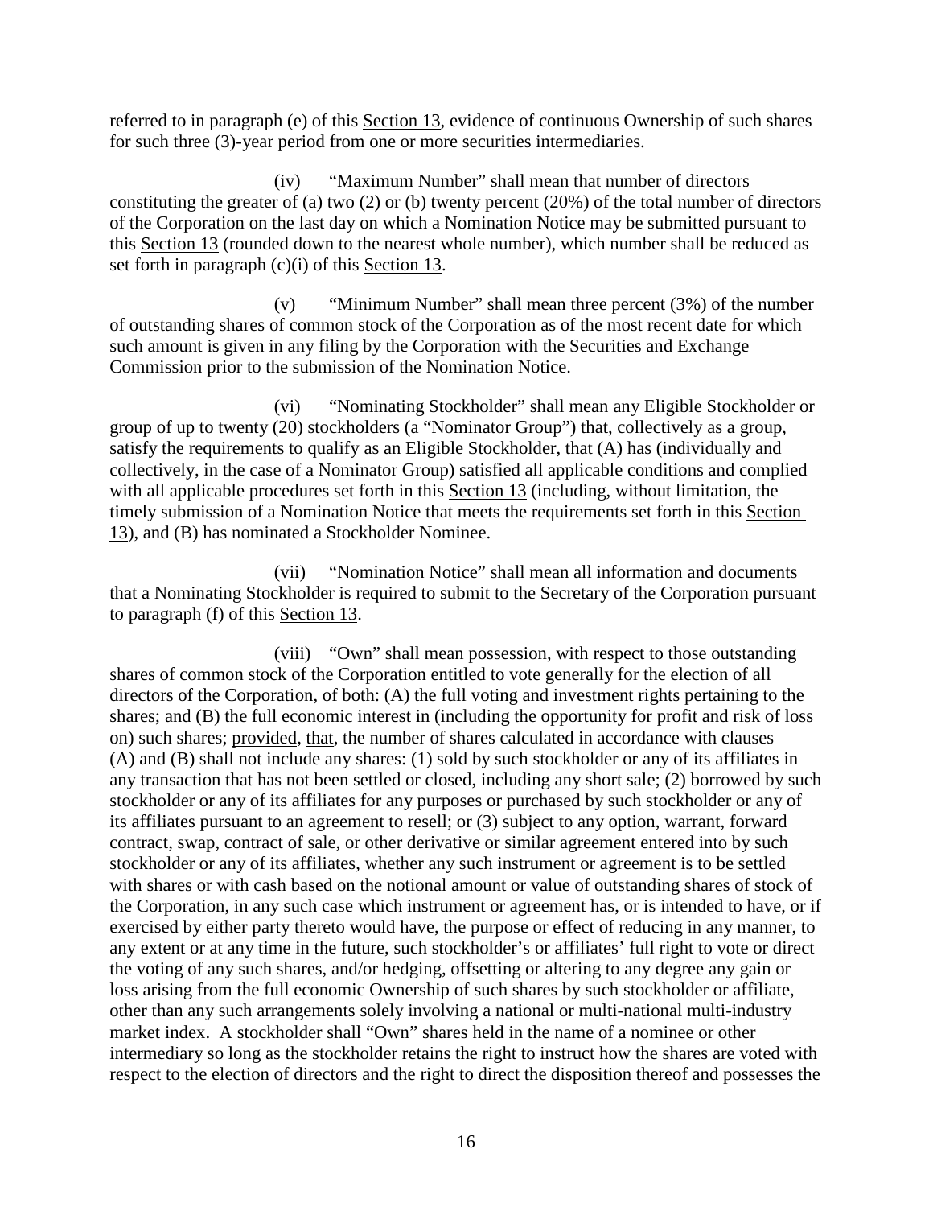referred to in paragraph (e) of this Section 13, evidence of continuous Ownership of such shares for such three (3)-year period from one or more securities intermediaries.

(iv) "Maximum Number" shall mean that number of directors constituting the greater of (a) two (2) or (b) twenty percent (20%) of the total number of directors of the Corporation on the last day on which a Nomination Notice may be submitted pursuant to this Section 13 (rounded down to the nearest whole number), which number shall be reduced as set forth in paragraph (c)(i) of this Section 13.

(v) "Minimum Number" shall mean three percent (3%) of the number of outstanding shares of common stock of the Corporation as of the most recent date for which such amount is given in any filing by the Corporation with the Securities and Exchange Commission prior to the submission of the Nomination Notice.

(vi) "Nominating Stockholder" shall mean any Eligible Stockholder or group of up to twenty (20) stockholders (a "Nominator Group") that, collectively as a group, satisfy the requirements to qualify as an Eligible Stockholder, that (A) has (individually and collectively, in the case of a Nominator Group) satisfied all applicable conditions and complied with all applicable procedures set forth in this Section 13 (including, without limitation, the timely submission of a Nomination Notice that meets the requirements set forth in this Section 13), and (B) has nominated a Stockholder Nominee.

(vii) "Nomination Notice" shall mean all information and documents that a Nominating Stockholder is required to submit to the Secretary of the Corporation pursuant to paragraph (f) of this Section 13.

(viii) "Own" shall mean possession, with respect to those outstanding shares of common stock of the Corporation entitled to vote generally for the election of all directors of the Corporation, of both: (A) the full voting and investment rights pertaining to the shares; and (B) the full economic interest in (including the opportunity for profit and risk of loss on) such shares; provided, that, the number of shares calculated in accordance with clauses (A) and (B) shall not include any shares: (1) sold by such stockholder or any of its affiliates in any transaction that has not been settled or closed, including any short sale; (2) borrowed by such stockholder or any of its affiliates for any purposes or purchased by such stockholder or any of its affiliates pursuant to an agreement to resell; or (3) subject to any option, warrant, forward contract, swap, contract of sale, or other derivative or similar agreement entered into by such stockholder or any of its affiliates, whether any such instrument or agreement is to be settled with shares or with cash based on the notional amount or value of outstanding shares of stock of the Corporation, in any such case which instrument or agreement has, or is intended to have, or if exercised by either party thereto would have, the purpose or effect of reducing in any manner, to any extent or at any time in the future, such stockholder's or affiliates' full right to vote or direct the voting of any such shares, and/or hedging, offsetting or altering to any degree any gain or loss arising from the full economic Ownership of such shares by such stockholder or affiliate, other than any such arrangements solely involving a national or multi-national multi-industry market index. A stockholder shall "Own" shares held in the name of a nominee or other intermediary so long as the stockholder retains the right to instruct how the shares are voted with respect to the election of directors and the right to direct the disposition thereof and possesses the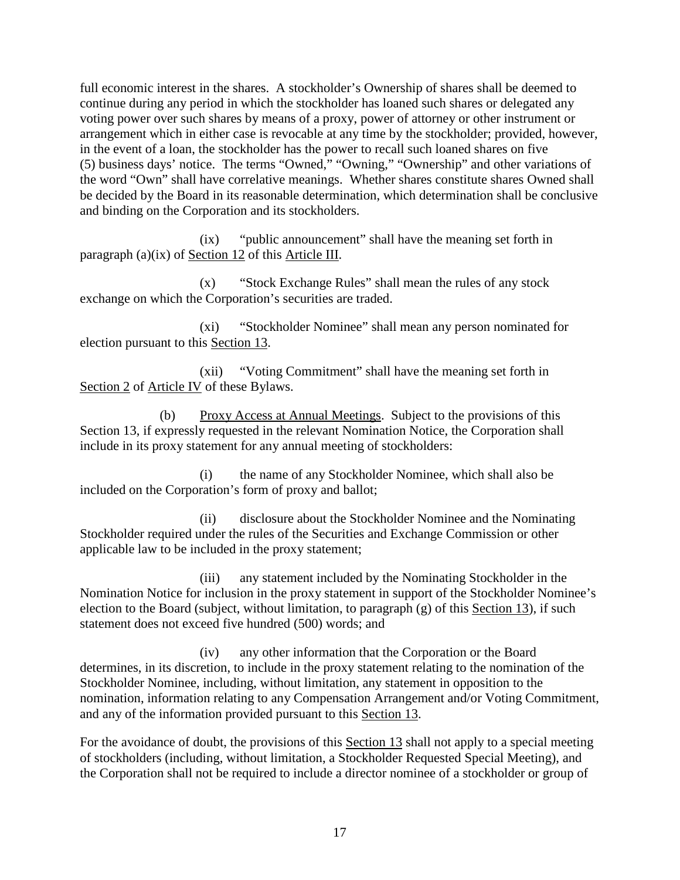full economic interest in the shares. A stockholder's Ownership of shares shall be deemed to continue during any period in which the stockholder has loaned such shares or delegated any voting power over such shares by means of a proxy, power of attorney or other instrument or arrangement which in either case is revocable at any time by the stockholder; provided, however, in the event of a loan, the stockholder has the power to recall such loaned shares on five (5) business days' notice. The terms "Owned," "Owning," "Ownership" and other variations of the word "Own" shall have correlative meanings. Whether shares constitute shares Owned shall be decided by the Board in its reasonable determination, which determination shall be conclusive and binding on the Corporation and its stockholders.

(ix) "public announcement" shall have the meaning set forth in paragraph (a)(ix) of Section 12 of this Article III.

(x) "Stock Exchange Rules" shall mean the rules of any stock exchange on which the Corporation's securities are traded.

(xi) "Stockholder Nominee" shall mean any person nominated for election pursuant to this Section 13.

(xii) "Voting Commitment" shall have the meaning set forth in Section 2 of Article IV of these Bylaws.

(b) Proxy Access at Annual Meetings. Subject to the provisions of this Section 13, if expressly requested in the relevant Nomination Notice, the Corporation shall include in its proxy statement for any annual meeting of stockholders:

(i) the name of any Stockholder Nominee, which shall also be included on the Corporation's form of proxy and ballot;

(ii) disclosure about the Stockholder Nominee and the Nominating Stockholder required under the rules of the Securities and Exchange Commission or other applicable law to be included in the proxy statement;

(iii) any statement included by the Nominating Stockholder in the Nomination Notice for inclusion in the proxy statement in support of the Stockholder Nominee's election to the Board (subject, without limitation, to paragraph (g) of this Section 13), if such statement does not exceed five hundred (500) words; and

(iv) any other information that the Corporation or the Board determines, in its discretion, to include in the proxy statement relating to the nomination of the Stockholder Nominee, including, without limitation, any statement in opposition to the nomination, information relating to any Compensation Arrangement and/or Voting Commitment, and any of the information provided pursuant to this Section 13.

For the avoidance of doubt, the provisions of this Section 13 shall not apply to a special meeting of stockholders (including, without limitation, a Stockholder Requested Special Meeting), and the Corporation shall not be required to include a director nominee of a stockholder or group of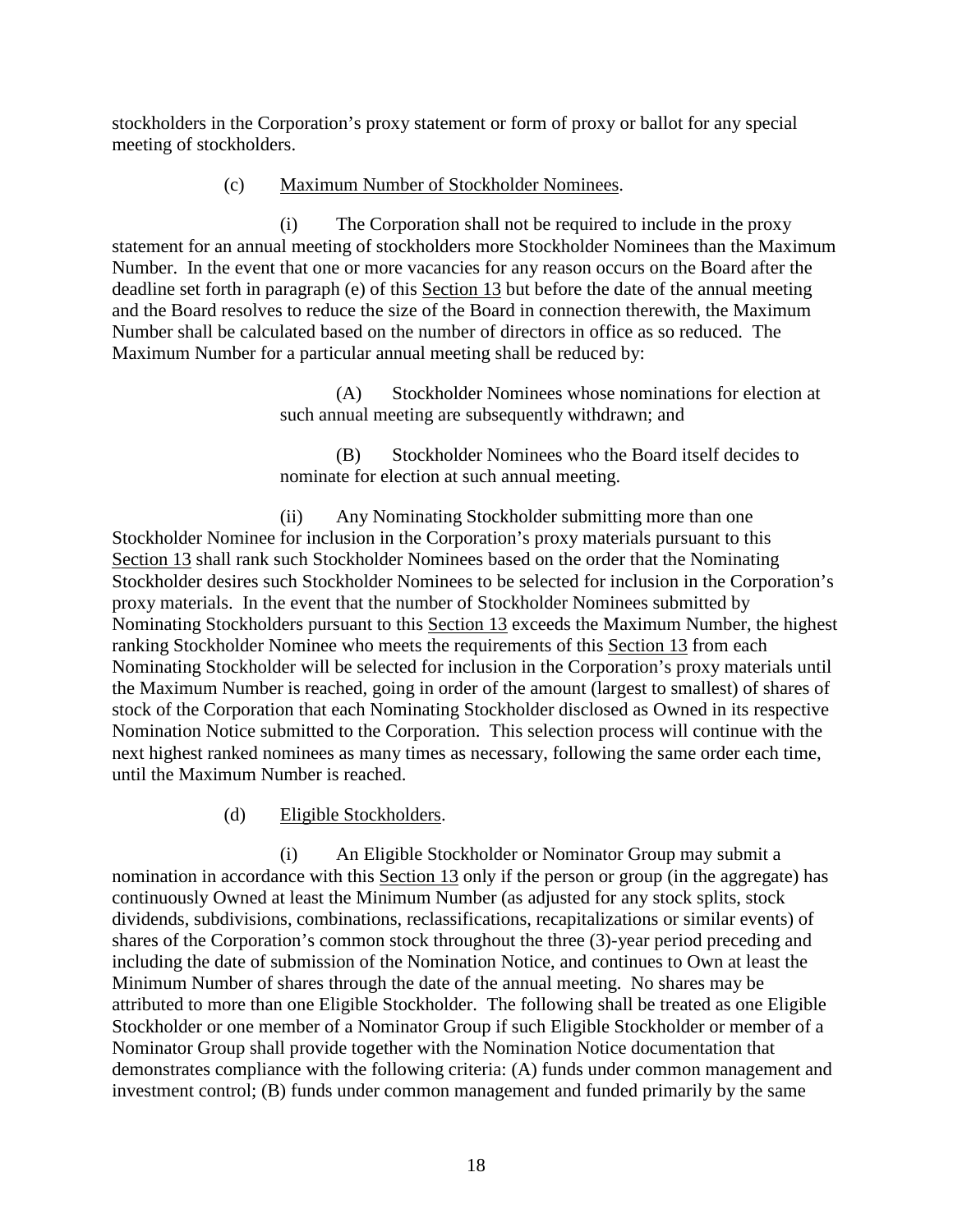stockholders in the Corporation's proxy statement or form of proxy or ballot for any special meeting of stockholders.

(c) Maximum Number of Stockholder Nominees.

(i) The Corporation shall not be required to include in the proxy statement for an annual meeting of stockholders more Stockholder Nominees than the Maximum Number. In the event that one or more vacancies for any reason occurs on the Board after the deadline set forth in paragraph (e) of this Section 13 but before the date of the annual meeting and the Board resolves to reduce the size of the Board in connection therewith, the Maximum Number shall be calculated based on the number of directors in office as so reduced. The Maximum Number for a particular annual meeting shall be reduced by:

(A) Stockholder Nominees whose nominations for election at such annual meeting are subsequently withdrawn; and

(B) Stockholder Nominees who the Board itself decides to nominate for election at such annual meeting.

(ii) Any Nominating Stockholder submitting more than one Stockholder Nominee for inclusion in the Corporation's proxy materials pursuant to this Section 13 shall rank such Stockholder Nominees based on the order that the Nominating Stockholder desires such Stockholder Nominees to be selected for inclusion in the Corporation's proxy materials. In the event that the number of Stockholder Nominees submitted by Nominating Stockholders pursuant to this Section 13 exceeds the Maximum Number, the highest ranking Stockholder Nominee who meets the requirements of this Section 13 from each Nominating Stockholder will be selected for inclusion in the Corporation's proxy materials until the Maximum Number is reached, going in order of the amount (largest to smallest) of shares of stock of the Corporation that each Nominating Stockholder disclosed as Owned in its respective Nomination Notice submitted to the Corporation. This selection process will continue with the next highest ranked nominees as many times as necessary, following the same order each time, until the Maximum Number is reached.

(d) Eligible Stockholders.

(i) An Eligible Stockholder or Nominator Group may submit a nomination in accordance with this Section 13 only if the person or group (in the aggregate) has continuously Owned at least the Minimum Number (as adjusted for any stock splits, stock dividends, subdivisions, combinations, reclassifications, recapitalizations or similar events) of shares of the Corporation's common stock throughout the three (3)-year period preceding and including the date of submission of the Nomination Notice, and continues to Own at least the Minimum Number of shares through the date of the annual meeting. No shares may be attributed to more than one Eligible Stockholder. The following shall be treated as one Eligible Stockholder or one member of a Nominator Group if such Eligible Stockholder or member of a Nominator Group shall provide together with the Nomination Notice documentation that demonstrates compliance with the following criteria: (A) funds under common management and investment control; (B) funds under common management and funded primarily by the same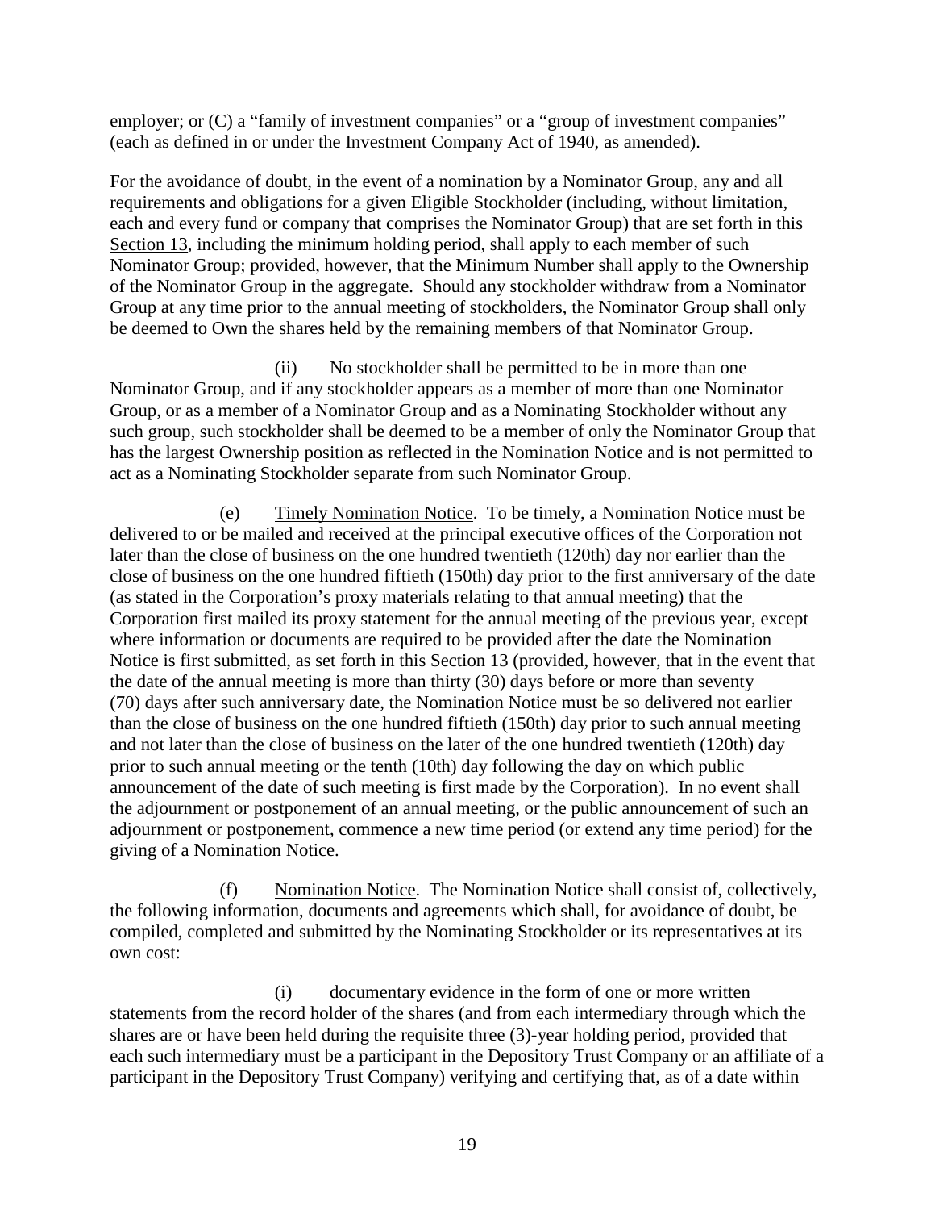employer; or (C) a “family of investment companies” or a “group of investment companies” (each as defined in or under the Investment Company Act of 1940, as amended).

For the avoidance of doubt, in the event of a nomination by a Nominator Group, any and all requirements and obligations for a given Eligible Stockholder (including, without limitation, each and every fund or company that comprises the Nominator Group) that are set forth in this Section 13, including the minimum holding period, shall apply to each member of such Nominator Group; provided, however, that the Minimum Number shall apply to the Ownership of the Nominator Group in the aggregate. Should any stockholder withdraw from a Nominator Group at any time prior to the annual meeting of stockholders, the Nominator Group shall only be deemed to Own the shares held by the remaining members of that Nominator Group.

(ii) No stockholder shall be permitted to be in more than one Nominator Group, and if any stockholder appears as a member of more than one Nominator Group, or as a member of a Nominator Group and as a Nominating Stockholder without any such group, such stockholder shall be deemed to be a member of only the Nominator Group that has the largest Ownership position as reflected in the Nomination Notice and is not permitted to act as a Nominating Stockholder separate from such Nominator Group.

(e) Timely Nomination Notice. To be timely, a Nomination Notice must be delivered to or be mailed and received at the principal executive offices of the Corporation not later than the close of business on the one hundred twentieth (120th) day nor earlier than the close of business on the one hundred fiftieth (150th) day prior to the first anniversary of the date (as stated in the Corporation’s proxy materials relating to that annual meeting) that the Corporation first mailed its proxy statement for the annual meeting of the previous year, except where information or documents are required to be provided after the date the Nomination Notice is first submitted, as set forth in this Section 13 (provided, however, that in the event that the date of the annual meeting is more than thirty (30) days before or more than seventy (70) days after such anniversary date, the Nomination Notice must be so delivered not earlier than the close of business on the one hundred fiftieth (150th) day prior to such annual meeting and not later than the close of business on the later of the one hundred twentieth (120th) day prior to such annual meeting or the tenth (10th) day following the day on which public announcement of the date of such meeting is first made by the Corporation). In no event shall the adjournment or postponement of an annual meeting, or the public announcement of such an adjournment or postponement, commence a new time period (or extend any time period) for the giving of a Nomination Notice.

(f) Nomination Notice. The Nomination Notice shall consist of, collectively, the following information, documents and agreements which shall, for avoidance of doubt, be compiled, completed and submitted by the Nominating Stockholder or its representatives at its own cost:

(i) documentary evidence in the form of one or more written statements from the record holder of the shares (and from each intermediary through which the shares are or have been held during the requisite three (3)-year holding period, provided that each such intermediary must be a participant in the Depository Trust Company or an affiliate of a participant in the Depository Trust Company) verifying and certifying that, as of a date within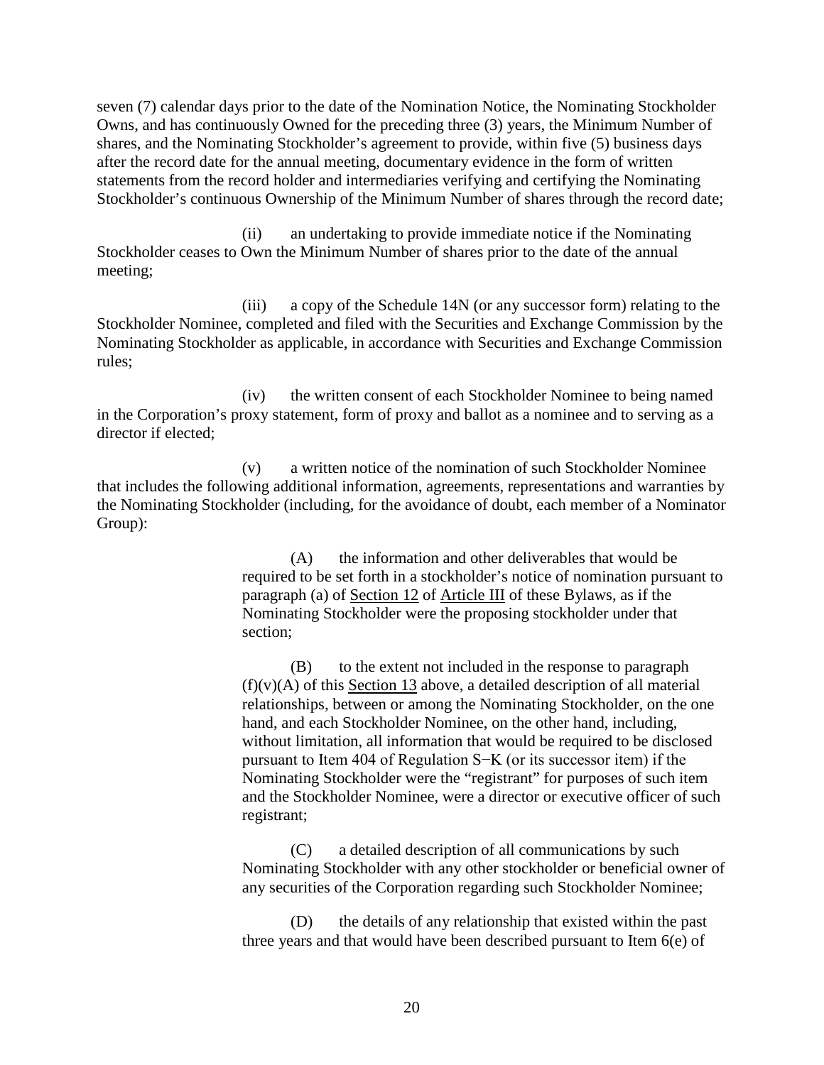seven (7) calendar days prior to the date of the Nomination Notice, the Nominating Stockholder Owns, and has continuously Owned for the preceding three (3) years, the Minimum Number of shares, and the Nominating Stockholder's agreement to provide, within five (5) business days after the record date for the annual meeting, documentary evidence in the form of written statements from the record holder and intermediaries verifying and certifying the Nominating Stockholder's continuous Ownership of the Minimum Number of shares through the record date;

(ii) an undertaking to provide immediate notice if the Nominating Stockholder ceases to Own the Minimum Number of shares prior to the date of the annual meeting;

(iii) a copy of the Schedule 14N (or any successor form) relating to the Stockholder Nominee, completed and filed with the Securities and Exchange Commission by the Nominating Stockholder as applicable, in accordance with Securities and Exchange Commission rules;

(iv) the written consent of each Stockholder Nominee to being named in the Corporation's proxy statement, form of proxy and ballot as a nominee and to serving as a director if elected;

(v) a written notice of the nomination of such Stockholder Nominee that includes the following additional information, agreements, representations and warranties by the Nominating Stockholder (including, for the avoidance of doubt, each member of a Nominator Group):

> (A) the information and other deliverables that would be required to be set forth in a stockholder's notice of nomination pursuant to paragraph (a) of Section 12 of Article III of these Bylaws, as if the Nominating Stockholder were the proposing stockholder under that section;
>
> (B) to the extent not included in the response to paragraph (f)(v)(A) of this Section 13 above, a detailed description of all material relationships, between or among the Nominating Stockholder, on the one hand, and each Stockholder Nominee, on the other hand, including, without limitation, all information that would be required to be disclosed pursuant to Item 404 of Regulation S-K (or its successor item) if the Nominating Stockholder were the "registrant" for purposes of such item and the Stockholder Nominee, were a director or executive officer of such registrant;
>
> (C) a detailed description of all communications by such Nominating Stockholder with any other stockholder or beneficial owner of any securities of the Corporation regarding such Stockholder Nominee;
>
> (D) the details of any relationship that existed within the past three years and that would have been described pursuant to Item 6(e) of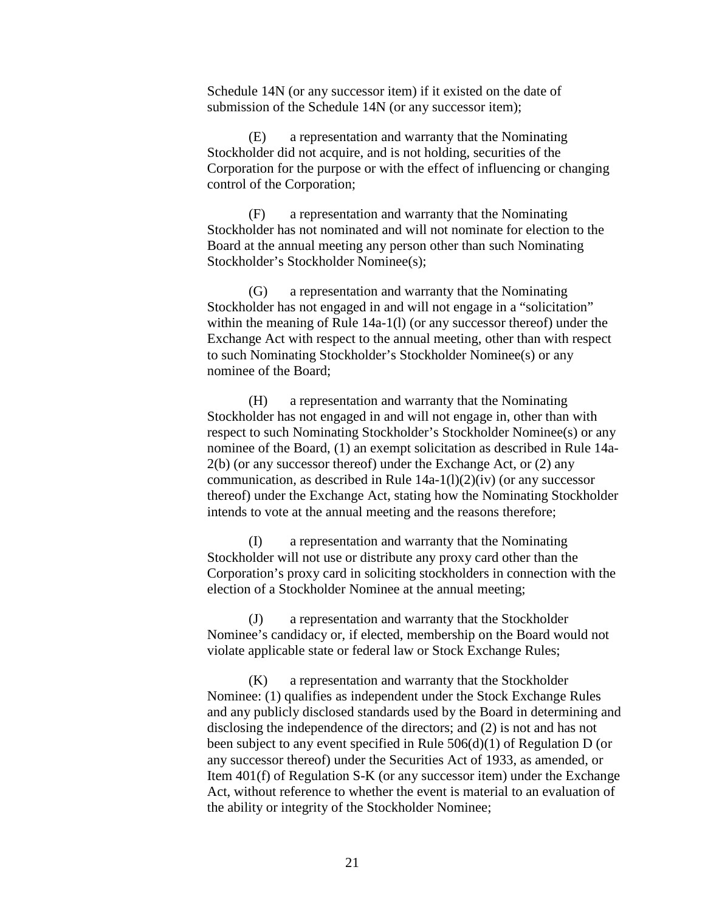Schedule 14N (or any successor item) if it existed on the date of submission of the Schedule 14N (or any successor item);

(E) a representation and warranty that the Nominating Stockholder did not acquire, and is not holding, securities of the Corporation for the purpose or with the effect of influencing or changing control of the Corporation;

(F) a representation and warranty that the Nominating Stockholder has not nominated and will not nominate for election to the Board at the annual meeting any person other than such Nominating Stockholder's Stockholder Nominee(s);

(G) a representation and warranty that the Nominating Stockholder has not engaged in and will not engage in a "solicitation" within the meaning of Rule 14a-1(l) (or any successor thereof) under the Exchange Act with respect to the annual meeting, other than with respect to such Nominating Stockholder's Stockholder Nominee(s) or any nominee of the Board;

(H) a representation and warranty that the Nominating Stockholder has not engaged in and will not engage in, other than with respect to such Nominating Stockholder's Stockholder Nominee(s) or any nominee of the Board, (1) an exempt solicitation as described in Rule 14a-2(b) (or any successor thereof) under the Exchange Act, or (2) any communication, as described in Rule 14a-1(l)(2)(iv) (or any successor thereof) under the Exchange Act, stating how the Nominating Stockholder intends to vote at the annual meeting and the reasons therefore;

(I) a representation and warranty that the Nominating Stockholder will not use or distribute any proxy card other than the Corporation's proxy card in soliciting stockholders in connection with the election of a Stockholder Nominee at the annual meeting;

(J) a representation and warranty that the Stockholder Nominee's candidacy or, if elected, membership on the Board would not violate applicable state or federal law or Stock Exchange Rules;

(K) a representation and warranty that the Stockholder Nominee: (1) qualifies as independent under the Stock Exchange Rules and any publicly disclosed standards used by the Board in determining and disclosing the independence of the directors; and (2) is not and has not been subject to any event specified in Rule 506(d)(1) of Regulation D (or any successor thereof) under the Securities Act of 1933, as amended, or Item 401(f) of Regulation S-K (or any successor item) under the Exchange Act, without reference to whether the event is material to an evaluation of the ability or integrity of the Stockholder Nominee;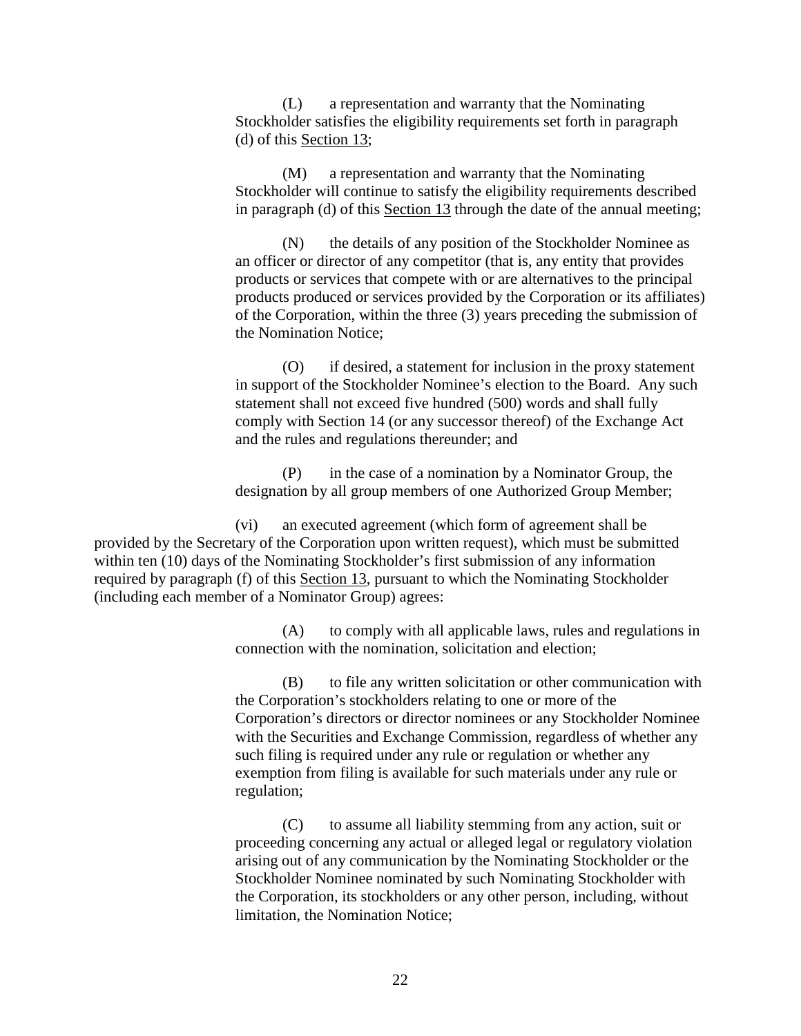(L) a representation and warranty that the Nominating Stockholder satisfies the eligibility requirements set forth in paragraph (d) of this Section 13;

(M) a representation and warranty that the Nominating Stockholder will continue to satisfy the eligibility requirements described in paragraph (d) of this Section 13 through the date of the annual meeting;

(N) the details of any position of the Stockholder Nominee as an officer or director of any competitor (that is, any entity that provides products or services that compete with or are alternatives to the principal products produced or services provided by the Corporation or its affiliates) of the Corporation, within the three (3) years preceding the submission of the Nomination Notice;

(O) if desired, a statement for inclusion in the proxy statement in support of the Stockholder Nominee's election to the Board. Any such statement shall not exceed five hundred (500) words and shall fully comply with Section 14 (or any successor thereof) of the Exchange Act and the rules and regulations thereunder; and

(P) in the case of a nomination by a Nominator Group, the designation by all group members of one Authorized Group Member;

(vi) an executed agreement (which form of agreement shall be provided by the Secretary of the Corporation upon written request), which must be submitted within ten (10) days of the Nominating Stockholder's first submission of any information required by paragraph (f) of this Section 13, pursuant to which the Nominating Stockholder (including each member of a Nominator Group) agrees:

(A) to comply with all applicable laws, rules and regulations in connection with the nomination, solicitation and election;

(B) to file any written solicitation or other communication with the Corporation's stockholders relating to one or more of the Corporation's directors or director nominees or any Stockholder Nominee with the Securities and Exchange Commission, regardless of whether any such filing is required under any rule or regulation or whether any exemption from filing is available for such materials under any rule or regulation;

(C) to assume all liability stemming from any action, suit or proceeding concerning any actual or alleged legal or regulatory violation arising out of any communication by the Nominating Stockholder or the Stockholder Nominee nominated by such Nominating Stockholder with the Corporation, its stockholders or any other person, including, without limitation, the Nomination Notice;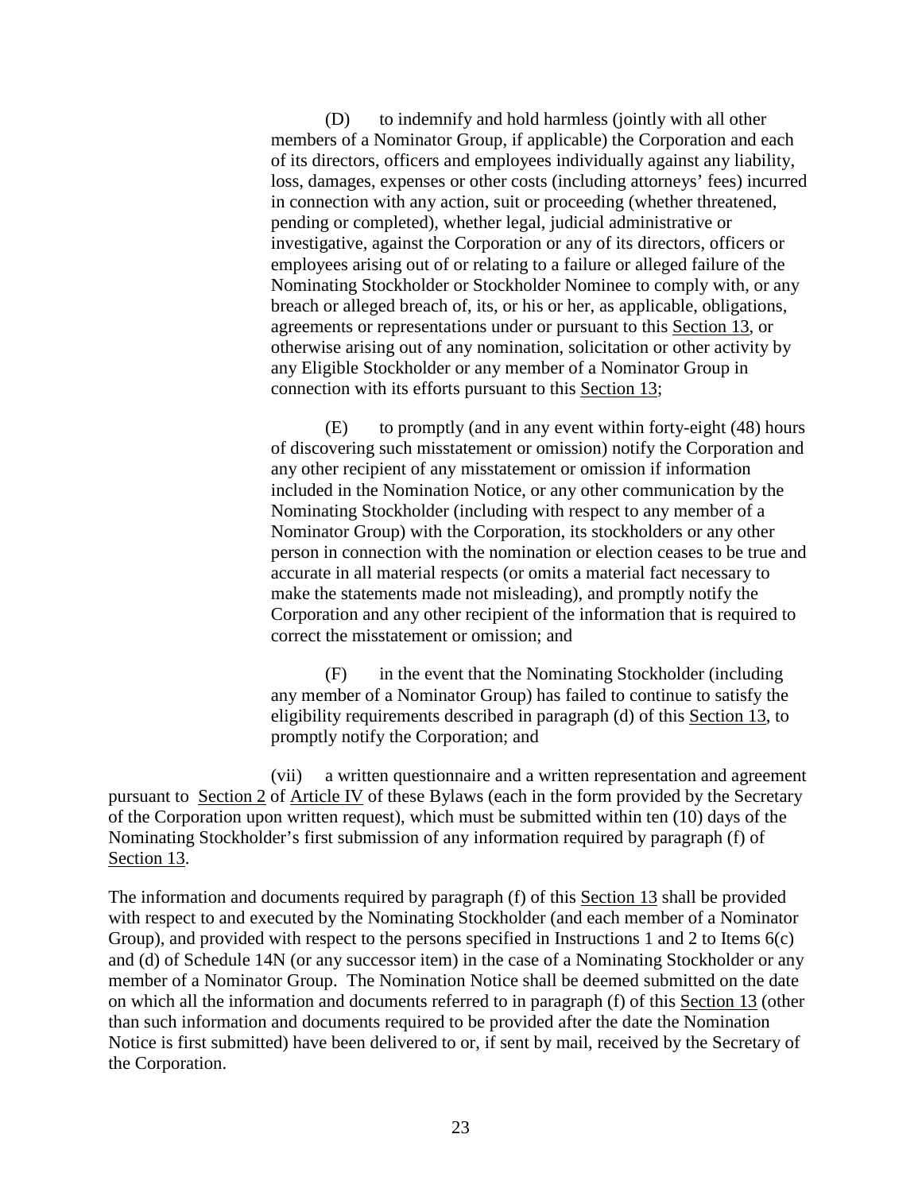(D) to indemnify and hold harmless (jointly with all other members of a Nominator Group, if applicable) the Corporation and each of its directors, officers and employees individually against any liability, loss, damages, expenses or other costs (including attorneys' fees) incurred in connection with any action, suit or proceeding (whether threatened, pending or completed), whether legal, judicial administrative or investigative, against the Corporation or any of its directors, officers or employees arising out of or relating to a failure or alleged failure of the Nominating Stockholder or Stockholder Nominee to comply with, or any breach or alleged breach of, its, or his or her, as applicable, obligations, agreements or representations under or pursuant to this Section 13, or otherwise arising out of any nomination, solicitation or other activity by any Eligible Stockholder or any member of a Nominator Group in connection with its efforts pursuant to this Section 13;

(E) to promptly (and in any event within forty-eight (48) hours of discovering such misstatement or omission) notify the Corporation and any other recipient of any misstatement or omission if information included in the Nomination Notice, or any other communication by the Nominating Stockholder (including with respect to any member of a Nominator Group) with the Corporation, its stockholders or any other person in connection with the nomination or election ceases to be true and accurate in all material respects (or omits a material fact necessary to make the statements made not misleading), and promptly notify the Corporation and any other recipient of the information that is required to correct the misstatement or omission; and

(F) in the event that the Nominating Stockholder (including any member of a Nominator Group) has failed to continue to satisfy the eligibility requirements described in paragraph (d) of this Section 13, to promptly notify the Corporation; and

(vii) a written questionnaire and a written representation and agreement pursuant to Section 2 of Article IV of these Bylaws (each in the form provided by the Secretary of the Corporation upon written request), which must be submitted within ten (10) days of the Nominating Stockholder's first submission of any information required by paragraph (f) of Section 13.

The information and documents required by paragraph (f) of this Section 13 shall be provided with respect to and executed by the Nominating Stockholder (and each member of a Nominator Group), and provided with respect to the persons specified in Instructions 1 and 2 to Items 6(c) and (d) of Schedule 14N (or any successor item) in the case of a Nominating Stockholder or any member of a Nominator Group. The Nomination Notice shall be deemed submitted on the date on which all the information and documents referred to in paragraph (f) of this Section 13 (other than such information and documents required to be provided after the date the Nomination Notice is first submitted) have been delivered to or, if sent by mail, received by the Secretary of the Corporation.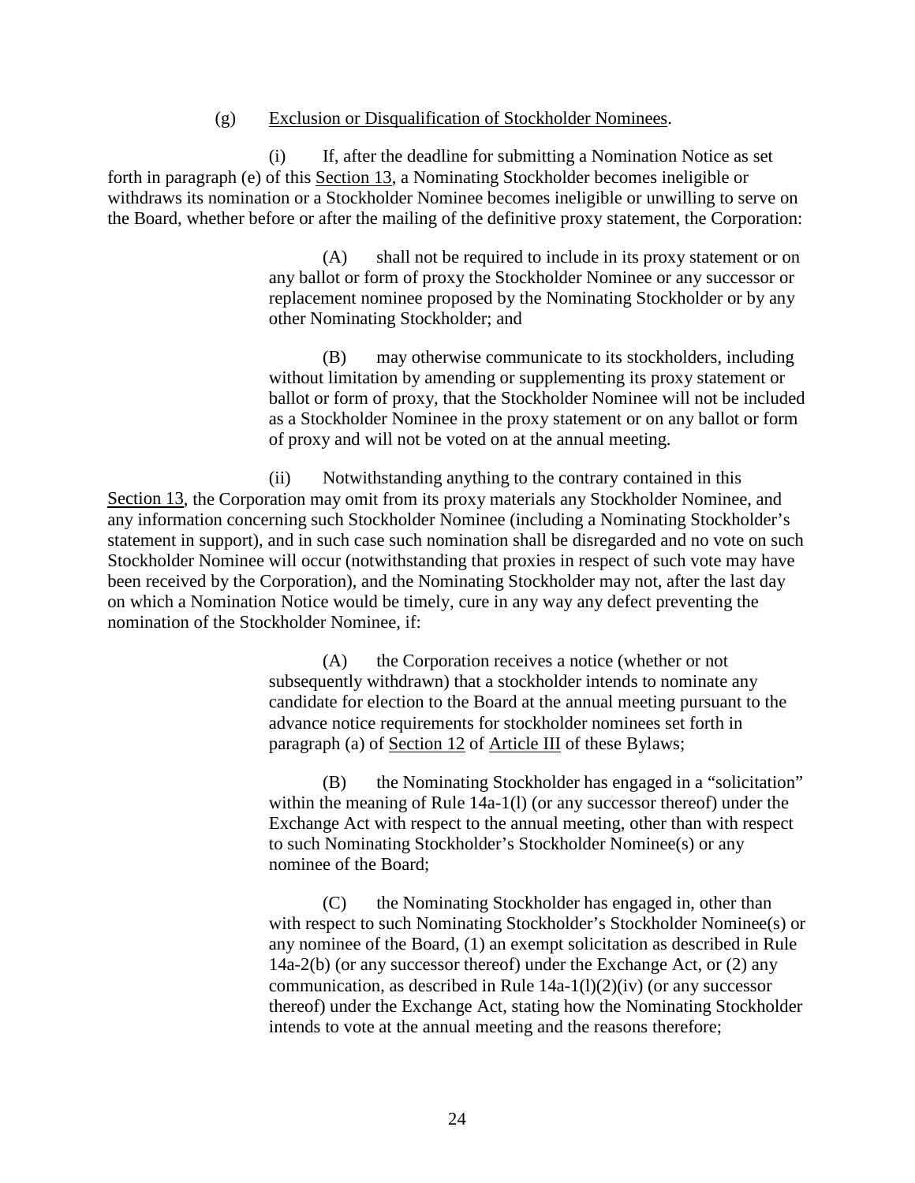(g) Exclusion or Disqualification of Stockholder Nominees.

(i) If, after the deadline for submitting a Nomination Notice as set forth in paragraph (e) of this Section 13, a Nominating Stockholder becomes ineligible or withdraws its nomination or a Stockholder Nominee becomes ineligible or unwilling to serve on the Board, whether before or after the mailing of the definitive proxy statement, the Corporation:

> (A) shall not be required to include in its proxy statement or on any ballot or form of proxy the Stockholder Nominee or any successor or replacement nominee proposed by the Nominating Stockholder or by any other Nominating Stockholder; and
>
> (B) may otherwise communicate to its stockholders, including without limitation by amending or supplementing its proxy statement or ballot or form of proxy, that the Stockholder Nominee will not be included as a Stockholder Nominee in the proxy statement or on any ballot or form of proxy and will not be voted on at the annual meeting.

(ii) Notwithstanding anything to the contrary contained in this Section 13, the Corporation may omit from its proxy materials any Stockholder Nominee, and any information concerning such Stockholder Nominee (including a Nominating Stockholder's statement in support), and in such case such nomination shall be disregarded and no vote on such Stockholder Nominee will occur (notwithstanding that proxies in respect of such vote may have been received by the Corporation), and the Nominating Stockholder may not, after the last day on which a Nomination Notice would be timely, cure in any way any defect preventing the nomination of the Stockholder Nominee, if:

> (A) the Corporation receives a notice (whether or not subsequently withdrawn) that a stockholder intends to nominate any candidate for election to the Board at the annual meeting pursuant to the advance notice requirements for stockholder nominees set forth in paragraph (a) of Section 12 of Article III of these Bylaws;
>
> (B) the Nominating Stockholder has engaged in a "solicitation" within the meaning of Rule 14a-1(l) (or any successor thereof) under the Exchange Act with respect to the annual meeting, other than with respect to such Nominating Stockholder's Stockholder Nominee(s) or any nominee of the Board;
>
> (C) the Nominating Stockholder has engaged in, other than with respect to such Nominating Stockholder's Stockholder Nominee(s) or any nominee of the Board, (1) an exempt solicitation as described in Rule 14a-2(b) (or any successor thereof) under the Exchange Act, or (2) any communication, as described in Rule 14a-1(l)(2)(iv) (or any successor thereof) under the Exchange Act, stating how the Nominating Stockholder intends to vote at the annual meeting and the reasons therefore;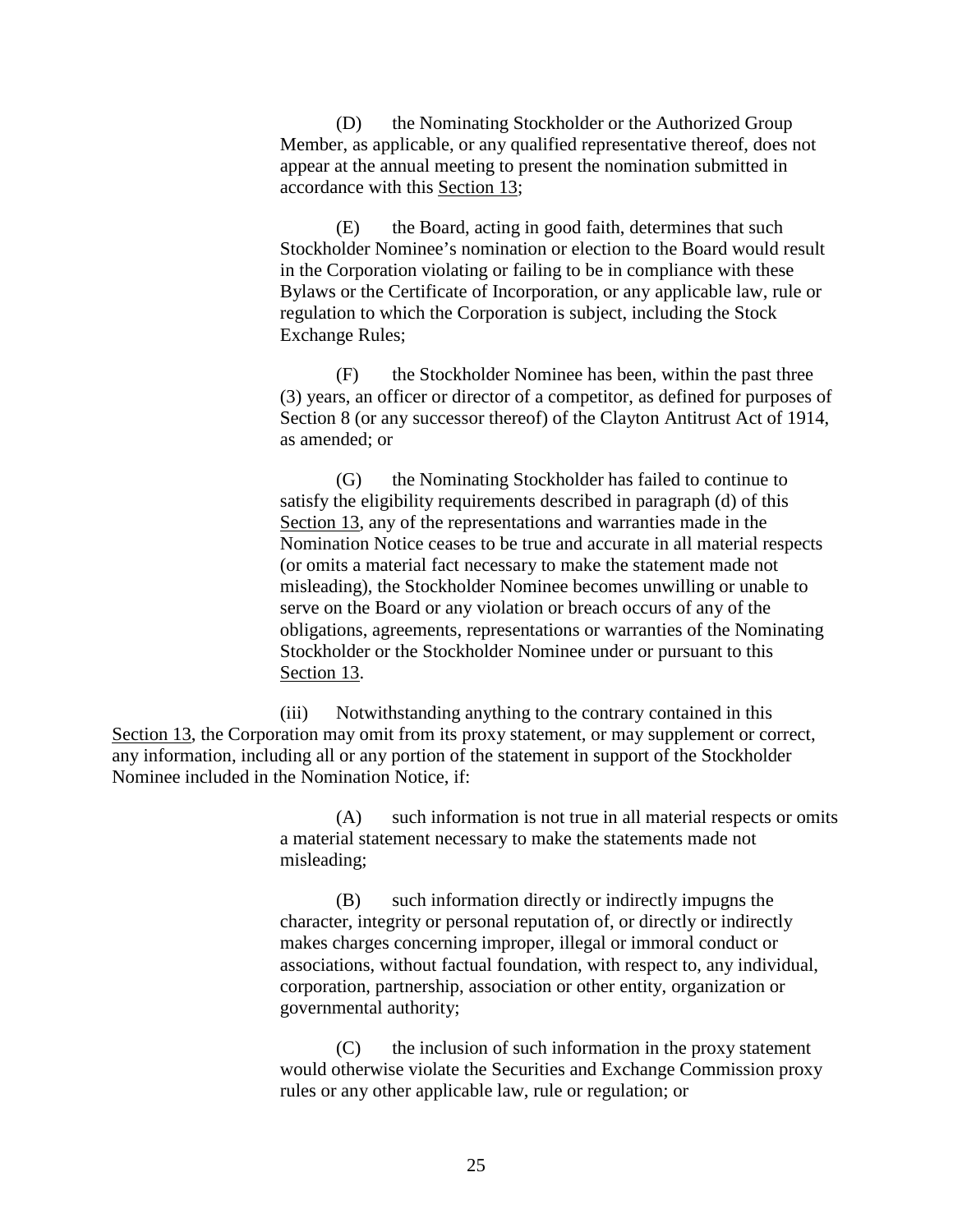(D) the Nominating Stockholder or the Authorized Group Member, as applicable, or any qualified representative thereof, does not appear at the annual meeting to present the nomination submitted in accordance with this Section 13;

(E) the Board, acting in good faith, determines that such Stockholder Nominee's nomination or election to the Board would result in the Corporation violating or failing to be in compliance with these Bylaws or the Certificate of Incorporation, or any applicable law, rule or regulation to which the Corporation is subject, including the Stock Exchange Rules;

(F) the Stockholder Nominee has been, within the past three (3) years, an officer or director of a competitor, as defined for purposes of Section 8 (or any successor thereof) of the Clayton Antitrust Act of 1914, as amended; or

(G) the Nominating Stockholder has failed to continue to satisfy the eligibility requirements described in paragraph (d) of this Section 13, any of the representations and warranties made in the Nomination Notice ceases to be true and accurate in all material respects (or omits a material fact necessary to make the statement made not misleading), the Stockholder Nominee becomes unwilling or unable to serve on the Board or any violation or breach occurs of any of the obligations, agreements, representations or warranties of the Nominating Stockholder or the Stockholder Nominee under or pursuant to this Section 13.

(iii) Notwithstanding anything to the contrary contained in this Section 13, the Corporation may omit from its proxy statement, or may supplement or correct, any information, including all or any portion of the statement in support of the Stockholder Nominee included in the Nomination Notice, if:

(A) such information is not true in all material respects or omits a material statement necessary to make the statements made not misleading;

(B) such information directly or indirectly impugns the character, integrity or personal reputation of, or directly or indirectly makes charges concerning improper, illegal or immoral conduct or associations, without factual foundation, with respect to, any individual, corporation, partnership, association or other entity, organization or governmental authority;

(C) the inclusion of such information in the proxy statement would otherwise violate the Securities and Exchange Commission proxy rules or any other applicable law, rule or regulation; or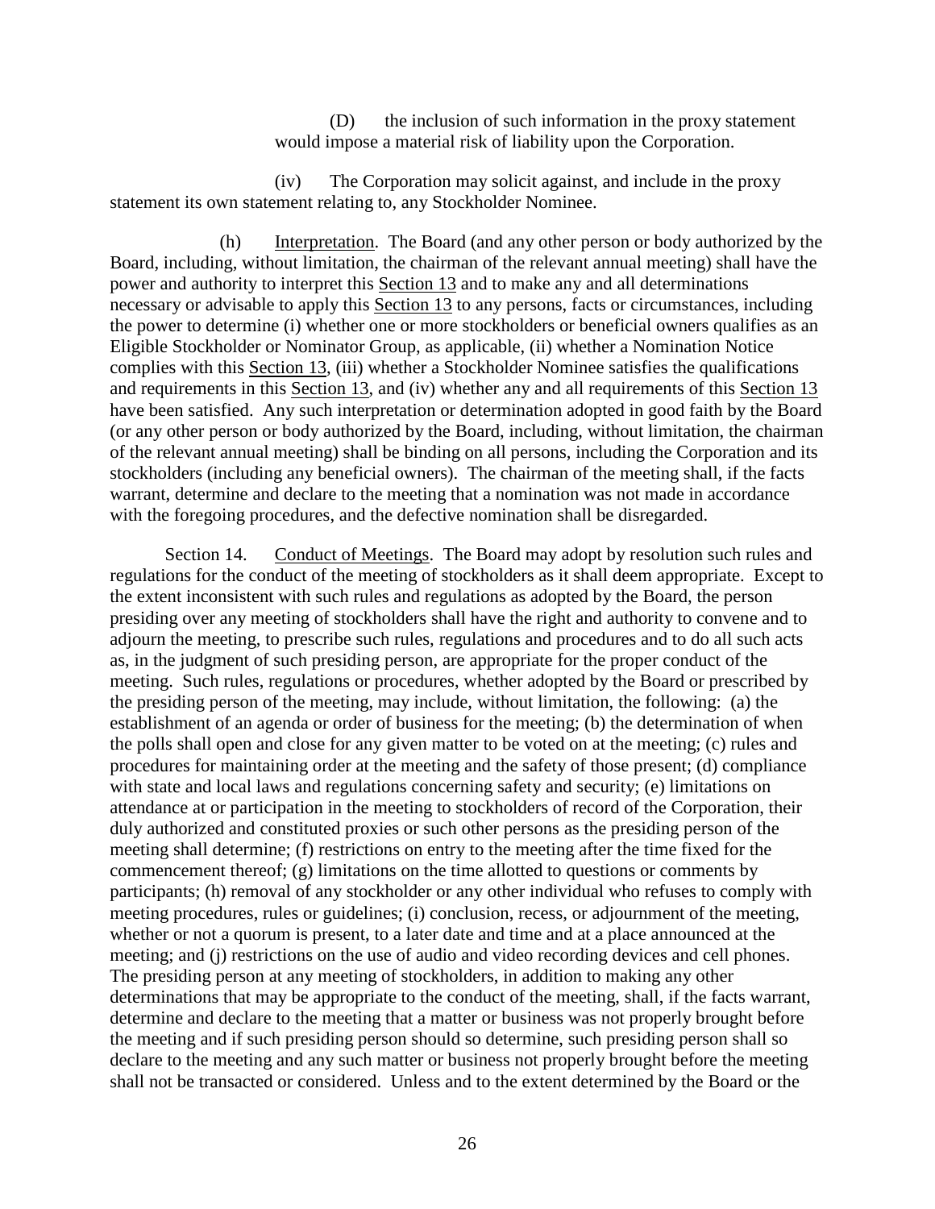(D) the inclusion of such information in the proxy statement would impose a material risk of liability upon the Corporation.

(iv) The Corporation may solicit against, and include in the proxy statement its own statement relating to, any Stockholder Nominee.

(h) Interpretation. The Board (and any other person or body authorized by the Board, including, without limitation, the chairman of the relevant annual meeting) shall have the power and authority to interpret this Section 13 and to make any and all determinations necessary or advisable to apply this Section 13 to any persons, facts or circumstances, including the power to determine (i) whether one or more stockholders or beneficial owners qualifies as an Eligible Stockholder or Nominator Group, as applicable, (ii) whether a Nomination Notice complies with this Section 13, (iii) whether a Stockholder Nominee satisfies the qualifications and requirements in this Section 13, and (iv) whether any and all requirements of this Section 13 have been satisfied. Any such interpretation or determination adopted in good faith by the Board (or any other person or body authorized by the Board, including, without limitation, the chairman of the relevant annual meeting) shall be binding on all persons, including the Corporation and its stockholders (including any beneficial owners). The chairman of the meeting shall, if the facts warrant, determine and declare to the meeting that a nomination was not made in accordance with the foregoing procedures, and the defective nomination shall be disregarded.

Section 14. Conduct of Meetings. The Board may adopt by resolution such rules and regulations for the conduct of the meeting of stockholders as it shall deem appropriate. Except to the extent inconsistent with such rules and regulations as adopted by the Board, the person presiding over any meeting of stockholders shall have the right and authority to convene and to adjourn the meeting, to prescribe such rules, regulations and procedures and to do all such acts as, in the judgment of such presiding person, are appropriate for the proper conduct of the meeting. Such rules, regulations or procedures, whether adopted by the Board or prescribed by the presiding person of the meeting, may include, without limitation, the following: (a) the establishment of an agenda or order of business for the meeting; (b) the determination of when the polls shall open and close for any given matter to be voted on at the meeting; (c) rules and procedures for maintaining order at the meeting and the safety of those present; (d) compliance with state and local laws and regulations concerning safety and security; (e) limitations on attendance at or participation in the meeting to stockholders of record of the Corporation, their duly authorized and constituted proxies or such other persons as the presiding person of the meeting shall determine; (f) restrictions on entry to the meeting after the time fixed for the commencement thereof; (g) limitations on the time allotted to questions or comments by participants; (h) removal of any stockholder or any other individual who refuses to comply with meeting procedures, rules or guidelines; (i) conclusion, recess, or adjournment of the meeting, whether or not a quorum is present, to a later date and time and at a place announced at the meeting; and (j) restrictions on the use of audio and video recording devices and cell phones. The presiding person at any meeting of stockholders, in addition to making any other determinations that may be appropriate to the conduct of the meeting, shall, if the facts warrant, determine and declare to the meeting that a matter or business was not properly brought before the meeting and if such presiding person should so determine, such presiding person shall so declare to the meeting and any such matter or business not properly brought before the meeting shall not be transacted or considered. Unless and to the extent determined by the Board or the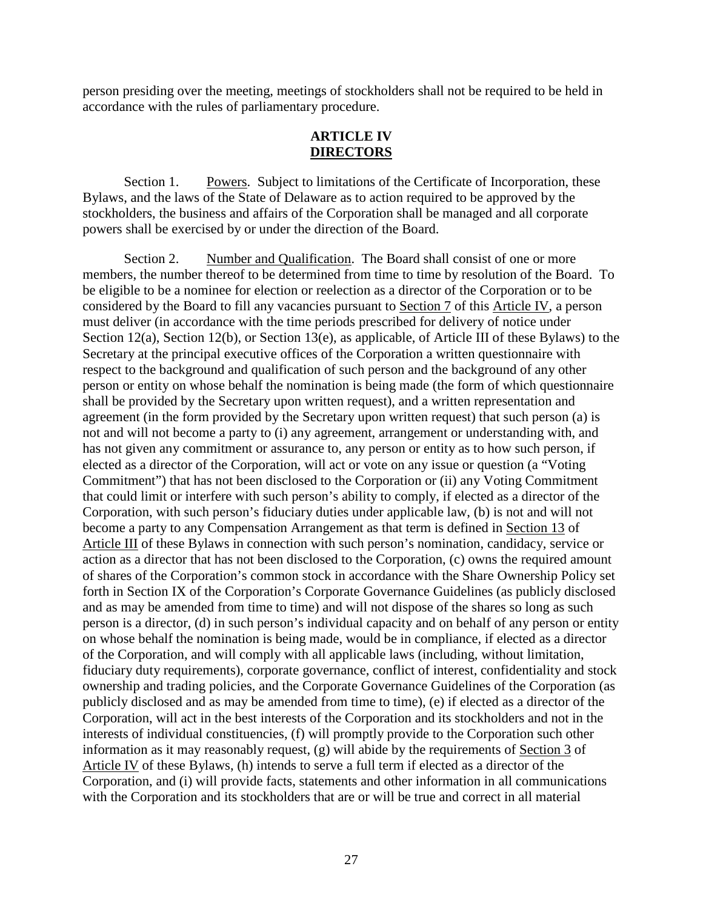person presiding over the meeting, meetings of stockholders shall not be required to be held in accordance with the rules of parliamentary procedure.

## ARTICLE IV
## DIRECTORS

Section 1. Powers. Subject to limitations of the Certificate of Incorporation, these Bylaws, and the laws of the State of Delaware as to action required to be approved by the stockholders, the business and affairs of the Corporation shall be managed and all corporate powers shall be exercised by or under the direction of the Board.

Section 2. Number and Qualification. The Board shall consist of one or more members, the number thereof to be determined from time to time by resolution of the Board. To be eligible to be a nominee for election or reelection as a director of the Corporation or to be considered by the Board to fill any vacancies pursuant to Section 7 of this Article IV, a person must deliver (in accordance with the time periods prescribed for delivery of notice under Section 12(a), Section 12(b), or Section 13(e), as applicable, of Article III of these Bylaws) to the Secretary at the principal executive offices of the Corporation a written questionnaire with respect to the background and qualification of such person and the background of any other person or entity on whose behalf the nomination is being made (the form of which questionnaire shall be provided by the Secretary upon written request), and a written representation and agreement (in the form provided by the Secretary upon written request) that such person (a) is not and will not become a party to (i) any agreement, arrangement or understanding with, and has not given any commitment or assurance to, any person or entity as to how such person, if elected as a director of the Corporation, will act or vote on any issue or question (a "Voting Commitment") that has not been disclosed to the Corporation or (ii) any Voting Commitment that could limit or interfere with such person's ability to comply, if elected as a director of the Corporation, with such person's fiduciary duties under applicable law, (b) is not and will not become a party to any Compensation Arrangement as that term is defined in Section 13 of Article III of these Bylaws in connection with such person's nomination, candidacy, service or action as a director that has not been disclosed to the Corporation, (c) owns the required amount of shares of the Corporation's common stock in accordance with the Share Ownership Policy set forth in Section IX of the Corporation's Corporate Governance Guidelines (as publicly disclosed and as may be amended from time to time) and will not dispose of the shares so long as such person is a director, (d) in such person's individual capacity and on behalf of any person or entity on whose behalf the nomination is being made, would be in compliance, if elected as a director of the Corporation, and will comply with all applicable laws (including, without limitation, fiduciary duty requirements), corporate governance, conflict of interest, confidentiality and stock ownership and trading policies, and the Corporate Governance Guidelines of the Corporation (as publicly disclosed and as may be amended from time to time), (e) if elected as a director of the Corporation, will act in the best interests of the Corporation and its stockholders and not in the interests of individual constituencies, (f) will promptly provide to the Corporation such other information as it may reasonably request, (g) will abide by the requirements of Section 3 of Article IV of these Bylaws, (h) intends to serve a full term if elected as a director of the Corporation, and (i) will provide facts, statements and other information in all communications with the Corporation and its stockholders that are or will be true and correct in all material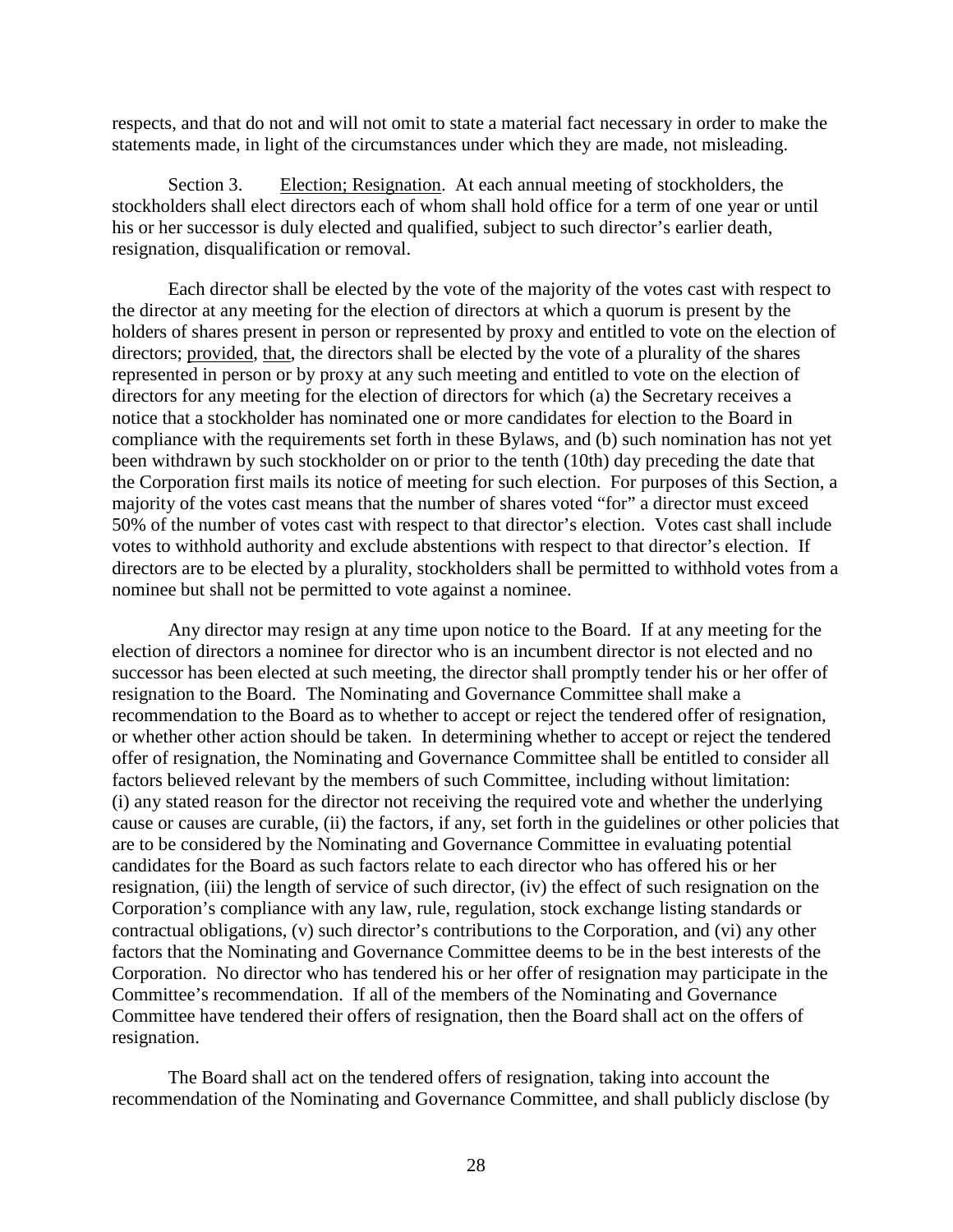respects, and that do not and will not omit to state a material fact necessary in order to make the statements made, in light of the circumstances under which they are made, not misleading.

Section 3. Election; Resignation. At each annual meeting of stockholders, the stockholders shall elect directors each of whom shall hold office for a term of one year or until his or her successor is duly elected and qualified, subject to such director's earlier death, resignation, disqualification or removal.

Each director shall be elected by the vote of the majority of the votes cast with respect to the director at any meeting for the election of directors at which a quorum is present by the holders of shares present in person or represented by proxy and entitled to vote on the election of directors; provided, that, the directors shall be elected by the vote of a plurality of the shares represented in person or by proxy at any such meeting and entitled to vote on the election of directors for any meeting for the election of directors for which (a) the Secretary receives a notice that a stockholder has nominated one or more candidates for election to the Board in compliance with the requirements set forth in these Bylaws, and (b) such nomination has not yet been withdrawn by such stockholder on or prior to the tenth (10th) day preceding the date that the Corporation first mails its notice of meeting for such election. For purposes of this Section, a majority of the votes cast means that the number of shares voted "for" a director must exceed 50% of the number of votes cast with respect to that director's election. Votes cast shall include votes to withhold authority and exclude abstentions with respect to that director's election. If directors are to be elected by a plurality, stockholders shall be permitted to withhold votes from a nominee but shall not be permitted to vote against a nominee.

Any director may resign at any time upon notice to the Board. If at any meeting for the election of directors a nominee for director who is an incumbent director is not elected and no successor has been elected at such meeting, the director shall promptly tender his or her offer of resignation to the Board. The Nominating and Governance Committee shall make a recommendation to the Board as to whether to accept or reject the tendered offer of resignation, or whether other action should be taken. In determining whether to accept or reject the tendered offer of resignation, the Nominating and Governance Committee shall be entitled to consider all factors believed relevant by the members of such Committee, including without limitation: (i) any stated reason for the director not receiving the required vote and whether the underlying cause or causes are curable, (ii) the factors, if any, set forth in the guidelines or other policies that are to be considered by the Nominating and Governance Committee in evaluating potential candidates for the Board as such factors relate to each director who has offered his or her resignation, (iii) the length of service of such director, (iv) the effect of such resignation on the Corporation's compliance with any law, rule, regulation, stock exchange listing standards or contractual obligations, (v) such director's contributions to the Corporation, and (vi) any other factors that the Nominating and Governance Committee deems to be in the best interests of the Corporation. No director who has tendered his or her offer of resignation may participate in the Committee's recommendation. If all of the members of the Nominating and Governance Committee have tendered their offers of resignation, then the Board shall act on the offers of resignation.

The Board shall act on the tendered offers of resignation, taking into account the recommendation of the Nominating and Governance Committee, and shall publicly disclose (by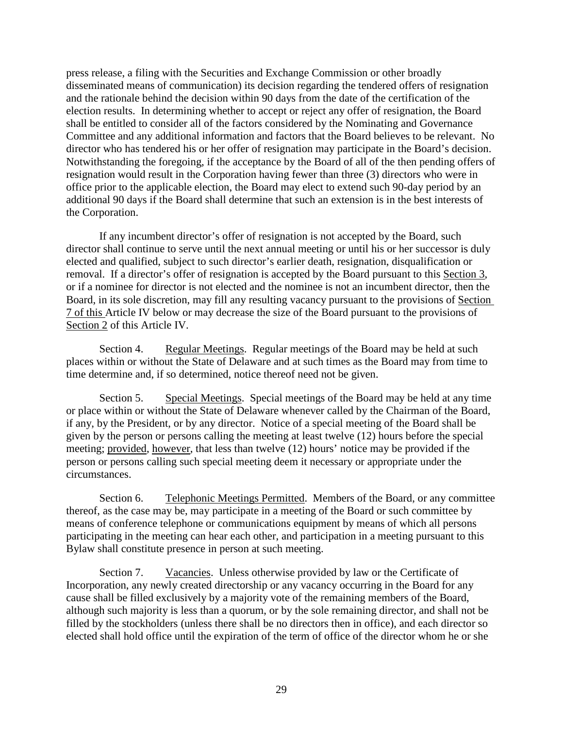press release, a filing with the Securities and Exchange Commission or other broadly disseminated means of communication) its decision regarding the tendered offers of resignation and the rationale behind the decision within 90 days from the date of the certification of the election results. In determining whether to accept or reject any offer of resignation, the Board shall be entitled to consider all of the factors considered by the Nominating and Governance Committee and any additional information and factors that the Board believes to be relevant. No director who has tendered his or her offer of resignation may participate in the Board's decision. Notwithstanding the foregoing, if the acceptance by the Board of all of the then pending offers of resignation would result in the Corporation having fewer than three (3) directors who were in office prior to the applicable election, the Board may elect to extend such 90-day period by an additional 90 days if the Board shall determine that such an extension is in the best interests of the Corporation.

If any incumbent director's offer of resignation is not accepted by the Board, such director shall continue to serve until the next annual meeting or until his or her successor is duly elected and qualified, subject to such director's earlier death, resignation, disqualification or removal. If a director's offer of resignation is accepted by the Board pursuant to this Section 3, or if a nominee for director is not elected and the nominee is not an incumbent director, then the Board, in its sole discretion, may fill any resulting vacancy pursuant to the provisions of Section 7 of this Article IV below or may decrease the size of the Board pursuant to the provisions of Section 2 of this Article IV.

Section 4. Regular Meetings. Regular meetings of the Board may be held at such places within or without the State of Delaware and at such times as the Board may from time to time determine and, if so determined, notice thereof need not be given.

Section 5. Special Meetings. Special meetings of the Board may be held at any time or place within or without the State of Delaware whenever called by the Chairman of the Board, if any, by the President, or by any director. Notice of a special meeting of the Board shall be given by the person or persons calling the meeting at least twelve (12) hours before the special meeting; provided, however, that less than twelve (12) hours' notice may be provided if the person or persons calling such special meeting deem it necessary or appropriate under the circumstances.

Section 6. Telephonic Meetings Permitted. Members of the Board, or any committee thereof, as the case may be, may participate in a meeting of the Board or such committee by means of conference telephone or communications equipment by means of which all persons participating in the meeting can hear each other, and participation in a meeting pursuant to this Bylaw shall constitute presence in person at such meeting.

Section 7. Vacancies. Unless otherwise provided by law or the Certificate of Incorporation, any newly created directorship or any vacancy occurring in the Board for any cause shall be filled exclusively by a majority vote of the remaining members of the Board, although such majority is less than a quorum, or by the sole remaining director, and shall not be filled by the stockholders (unless there shall be no directors then in office), and each director so elected shall hold office until the expiration of the term of office of the director whom he or she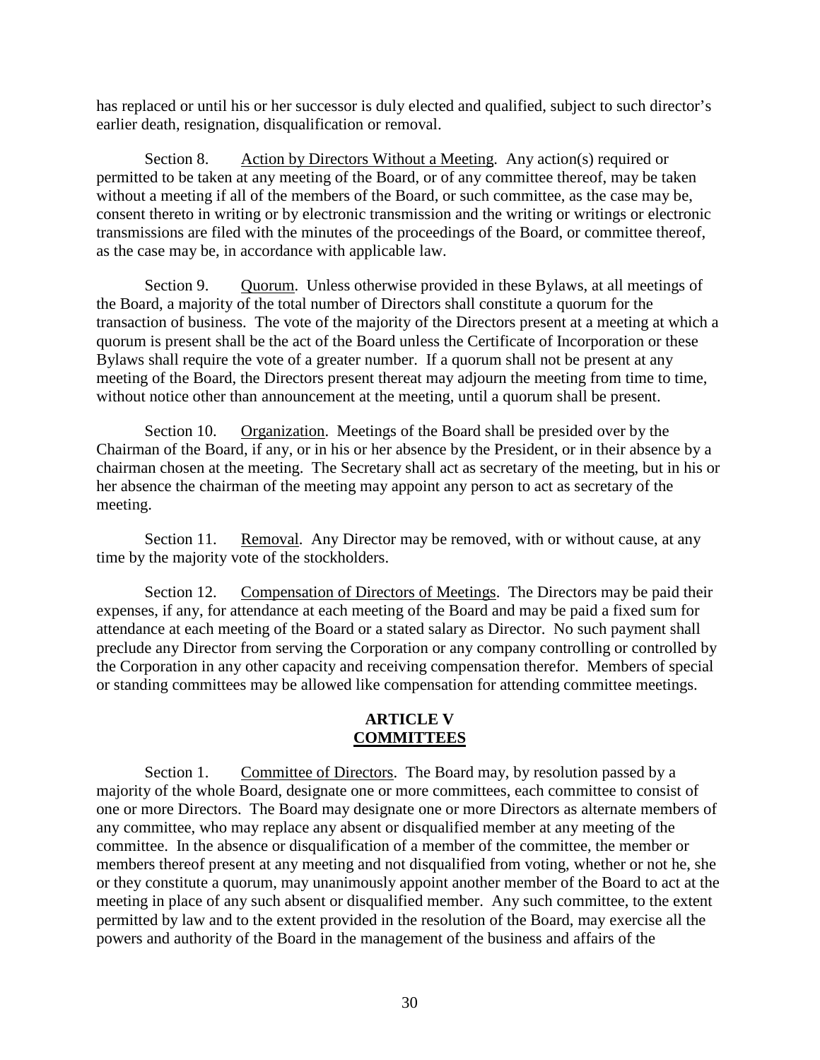has replaced or until his or her successor is duly elected and qualified, subject to such director's earlier death, resignation, disqualification or removal.

Section 8. Action by Directors Without a Meeting. Any action(s) required or permitted to be taken at any meeting of the Board, or of any committee thereof, may be taken without a meeting if all of the members of the Board, or such committee, as the case may be, consent thereto in writing or by electronic transmission and the writing or writings or electronic transmissions are filed with the minutes of the proceedings of the Board, or committee thereof, as the case may be, in accordance with applicable law.

Section 9. Quorum. Unless otherwise provided in these Bylaws, at all meetings of the Board, a majority of the total number of Directors shall constitute a quorum for the transaction of business. The vote of the majority of the Directors present at a meeting at which a quorum is present shall be the act of the Board unless the Certificate of Incorporation or these Bylaws shall require the vote of a greater number. If a quorum shall not be present at any meeting of the Board, the Directors present thereat may adjourn the meeting from time to time, without notice other than announcement at the meeting, until a quorum shall be present.

Section 10. Organization. Meetings of the Board shall be presided over by the Chairman of the Board, if any, or in his or her absence by the President, or in their absence by a chairman chosen at the meeting. The Secretary shall act as secretary of the meeting, but in his or her absence the chairman of the meeting may appoint any person to act as secretary of the meeting.

Section 11. Removal. Any Director may be removed, with or without cause, at any time by the majority vote of the stockholders.

Section 12. Compensation of Directors of Meetings. The Directors may be paid their expenses, if any, for attendance at each meeting of the Board and may be paid a fixed sum for attendance at each meeting of the Board or a stated salary as Director. No such payment shall preclude any Director from serving the Corporation or any company controlling or controlled by the Corporation in any other capacity and receiving compensation therefor. Members of special or standing committees may be allowed like compensation for attending committee meetings.

## ARTICLE V
## COMMITTEES

Section 1. Committee of Directors. The Board may, by resolution passed by a majority of the whole Board, designate one or more committees, each committee to consist of one or more Directors. The Board may designate one or more Directors as alternate members of any committee, who may replace any absent or disqualified member at any meeting of the committee. In the absence or disqualification of a member of the committee, the member or members thereof present at any meeting and not disqualified from voting, whether or not he, she or they constitute a quorum, may unanimously appoint another member of the Board to act at the meeting in place of any such absent or disqualified member. Any such committee, to the extent permitted by law and to the extent provided in the resolution of the Board, may exercise all the powers and authority of the Board in the management of the business and affairs of the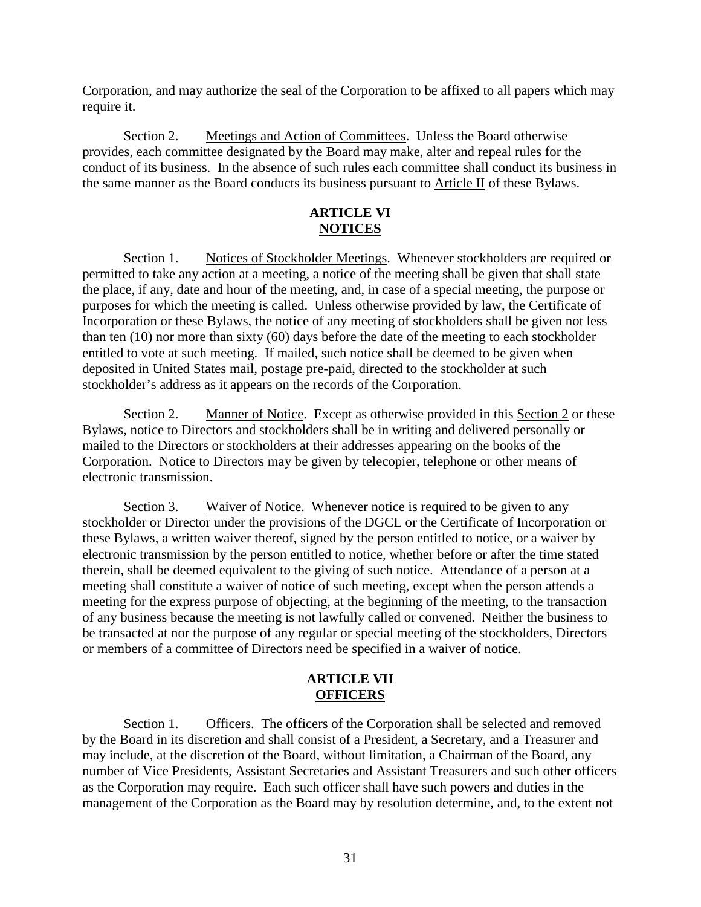Corporation, and may authorize the seal of the Corporation to be affixed to all papers which may require it.

Section 2. Meetings and Action of Committees. Unless the Board otherwise provides, each committee designated by the Board may make, alter and repeal rules for the conduct of its business. In the absence of such rules each committee shall conduct its business in the same manner as the Board conducts its business pursuant to Article II of these Bylaws.

## ARTICLE VI
## NOTICES

Section 1. Notices of Stockholder Meetings. Whenever stockholders are required or permitted to take any action at a meeting, a notice of the meeting shall be given that shall state the place, if any, date and hour of the meeting, and, in case of a special meeting, the purpose or purposes for which the meeting is called. Unless otherwise provided by law, the Certificate of Incorporation or these Bylaws, the notice of any meeting of stockholders shall be given not less than ten (10) nor more than sixty (60) days before the date of the meeting to each stockholder entitled to vote at such meeting. If mailed, such notice shall be deemed to be given when deposited in United States mail, postage pre-paid, directed to the stockholder at such stockholder's address as it appears on the records of the Corporation.

Section 2. Manner of Notice. Except as otherwise provided in this Section 2 or these Bylaws, notice to Directors and stockholders shall be in writing and delivered personally or mailed to the Directors or stockholders at their addresses appearing on the books of the Corporation. Notice to Directors may be given by telecopier, telephone or other means of electronic transmission.

Section 3. Waiver of Notice. Whenever notice is required to be given to any stockholder or Director under the provisions of the DGCL or the Certificate of Incorporation or these Bylaws, a written waiver thereof, signed by the person entitled to notice, or a waiver by electronic transmission by the person entitled to notice, whether before or after the time stated therein, shall be deemed equivalent to the giving of such notice. Attendance of a person at a meeting shall constitute a waiver of notice of such meeting, except when the person attends a meeting for the express purpose of objecting, at the beginning of the meeting, to the transaction of any business because the meeting is not lawfully called or convened. Neither the business to be transacted at nor the purpose of any regular or special meeting of the stockholders, Directors or members of a committee of Directors need be specified in a waiver of notice.

## ARTICLE VII
## OFFICERS

Section 1. Officers. The officers of the Corporation shall be selected and removed by the Board in its discretion and shall consist of a President, a Secretary, and a Treasurer and may include, at the discretion of the Board, without limitation, a Chairman of the Board, any number of Vice Presidents, Assistant Secretaries and Assistant Treasurers and such other officers as the Corporation may require. Each such officer shall have such powers and duties in the management of the Corporation as the Board may by resolution determine, and, to the extent not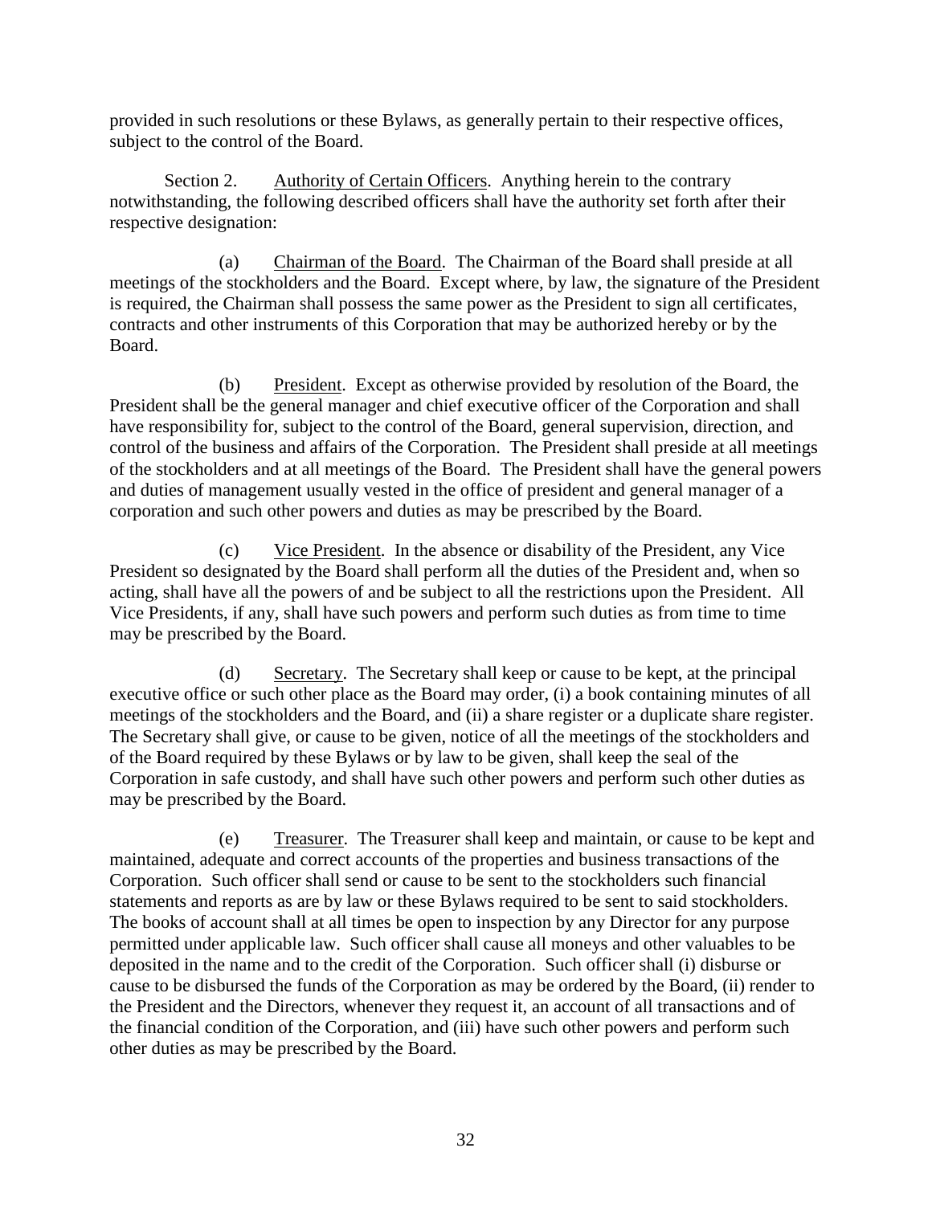provided in such resolutions or these Bylaws, as generally pertain to their respective offices, subject to the control of the Board.

Section 2. Authority of Certain Officers. Anything herein to the contrary notwithstanding, the following described officers shall have the authority set forth after their respective designation:

(a) Chairman of the Board. The Chairman of the Board shall preside at all meetings of the stockholders and the Board. Except where, by law, the signature of the President is required, the Chairman shall possess the same power as the President to sign all certificates, contracts and other instruments of this Corporation that may be authorized hereby or by the Board.

(b) President. Except as otherwise provided by resolution of the Board, the President shall be the general manager and chief executive officer of the Corporation and shall have responsibility for, subject to the control of the Board, general supervision, direction, and control of the business and affairs of the Corporation. The President shall preside at all meetings of the stockholders and at all meetings of the Board. The President shall have the general powers and duties of management usually vested in the office of president and general manager of a corporation and such other powers and duties as may be prescribed by the Board.

(c) Vice President. In the absence or disability of the President, any Vice President so designated by the Board shall perform all the duties of the President and, when so acting, shall have all the powers of and be subject to all the restrictions upon the President. All Vice Presidents, if any, shall have such powers and perform such duties as from time to time may be prescribed by the Board.

(d) Secretary. The Secretary shall keep or cause to be kept, at the principal executive office or such other place as the Board may order, (i) a book containing minutes of all meetings of the stockholders and the Board, and (ii) a share register or a duplicate share register. The Secretary shall give, or cause to be given, notice of all the meetings of the stockholders and of the Board required by these Bylaws or by law to be given, shall keep the seal of the Corporation in safe custody, and shall have such other powers and perform such other duties as may be prescribed by the Board.

(e) Treasurer. The Treasurer shall keep and maintain, or cause to be kept and maintained, adequate and correct accounts of the properties and business transactions of the Corporation. Such officer shall send or cause to be sent to the stockholders such financial statements and reports as are by law or these Bylaws required to be sent to said stockholders. The books of account shall at all times be open to inspection by any Director for any purpose permitted under applicable law. Such officer shall cause all moneys and other valuables to be deposited in the name and to the credit of the Corporation. Such officer shall (i) disburse or cause to be disbursed the funds of the Corporation as may be ordered by the Board, (ii) render to the President and the Directors, whenever they request it, an account of all transactions and of the financial condition of the Corporation, and (iii) have such other powers and perform such other duties as may be prescribed by the Board.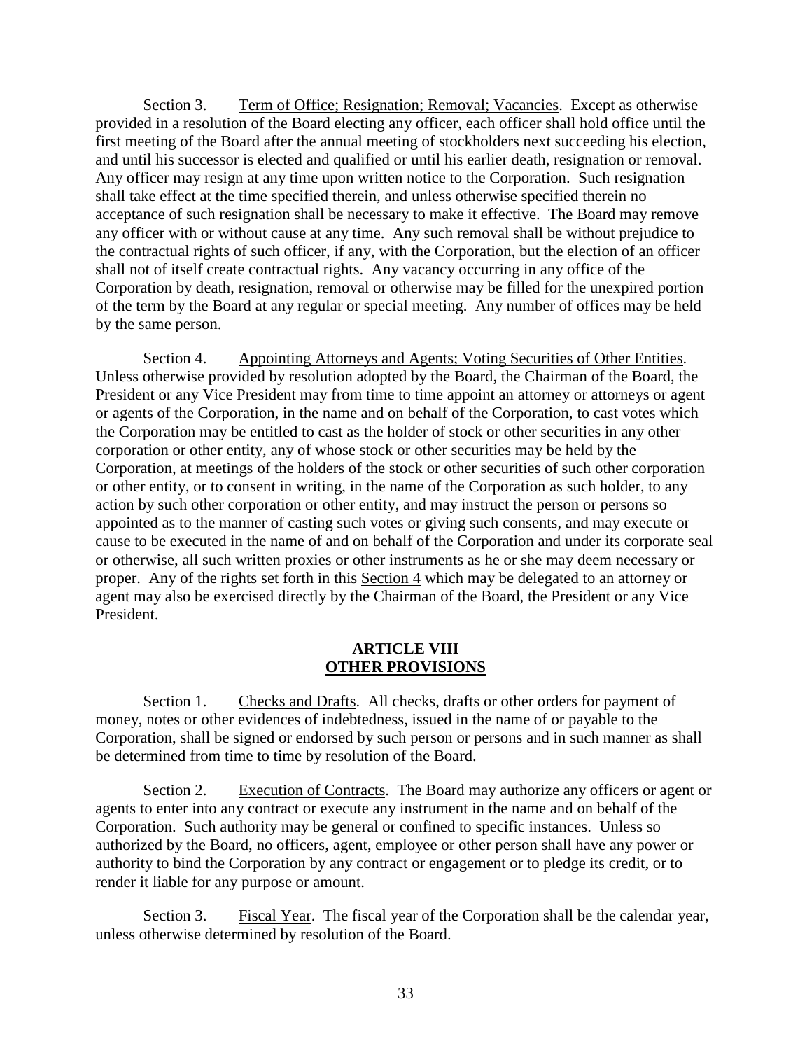Section 3. Term of Office; Resignation; Removal; Vacancies. Except as otherwise provided in a resolution of the Board electing any officer, each officer shall hold office until the first meeting of the Board after the annual meeting of stockholders next succeeding his election, and until his successor is elected and qualified or until his earlier death, resignation or removal. Any officer may resign at any time upon written notice to the Corporation. Such resignation shall take effect at the time specified therein, and unless otherwise specified therein no acceptance of such resignation shall be necessary to make it effective. The Board may remove any officer with or without cause at any time. Any such removal shall be without prejudice to the contractual rights of such officer, if any, with the Corporation, but the election of an officer shall not of itself create contractual rights. Any vacancy occurring in any office of the Corporation by death, resignation, removal or otherwise may be filled for the unexpired portion of the term by the Board at any regular or special meeting. Any number of offices may be held by the same person.

Section 4. Appointing Attorneys and Agents; Voting Securities of Other Entities. Unless otherwise provided by resolution adopted by the Board, the Chairman of the Board, the President or any Vice President may from time to time appoint an attorney or attorneys or agent or agents of the Corporation, in the name and on behalf of the Corporation, to cast votes which the Corporation may be entitled to cast as the holder of stock or other securities in any other corporation or other entity, any of whose stock or other securities may be held by the Corporation, at meetings of the holders of the stock or other securities of such other corporation or other entity, or to consent in writing, in the name of the Corporation as such holder, to any action by such other corporation or other entity, and may instruct the person or persons so appointed as to the manner of casting such votes or giving such consents, and may execute or cause to be executed in the name of and on behalf of the Corporation and under its corporate seal or otherwise, all such written proxies or other instruments as he or she may deem necessary or proper. Any of the rights set forth in this Section 4 which may be delegated to an attorney or agent may also be exercised directly by the Chairman of the Board, the President or any Vice President.

## ARTICLE VIII
## OTHER PROVISIONS

Section 1. Checks and Drafts. All checks, drafts or other orders for payment of money, notes or other evidences of indebtedness, issued in the name of or payable to the Corporation, shall be signed or endorsed by such person or persons and in such manner as shall be determined from time to time by resolution of the Board.

Section 2. Execution of Contracts. The Board may authorize any officers or agent or agents to enter into any contract or execute any instrument in the name and on behalf of the Corporation. Such authority may be general or confined to specific instances. Unless so authorized by the Board, no officers, agent, employee or other person shall have any power or authority to bind the Corporation by any contract or engagement or to pledge its credit, or to render it liable for any purpose or amount.

Section 3. Fiscal Year. The fiscal year of the Corporation shall be the calendar year, unless otherwise determined by resolution of the Board.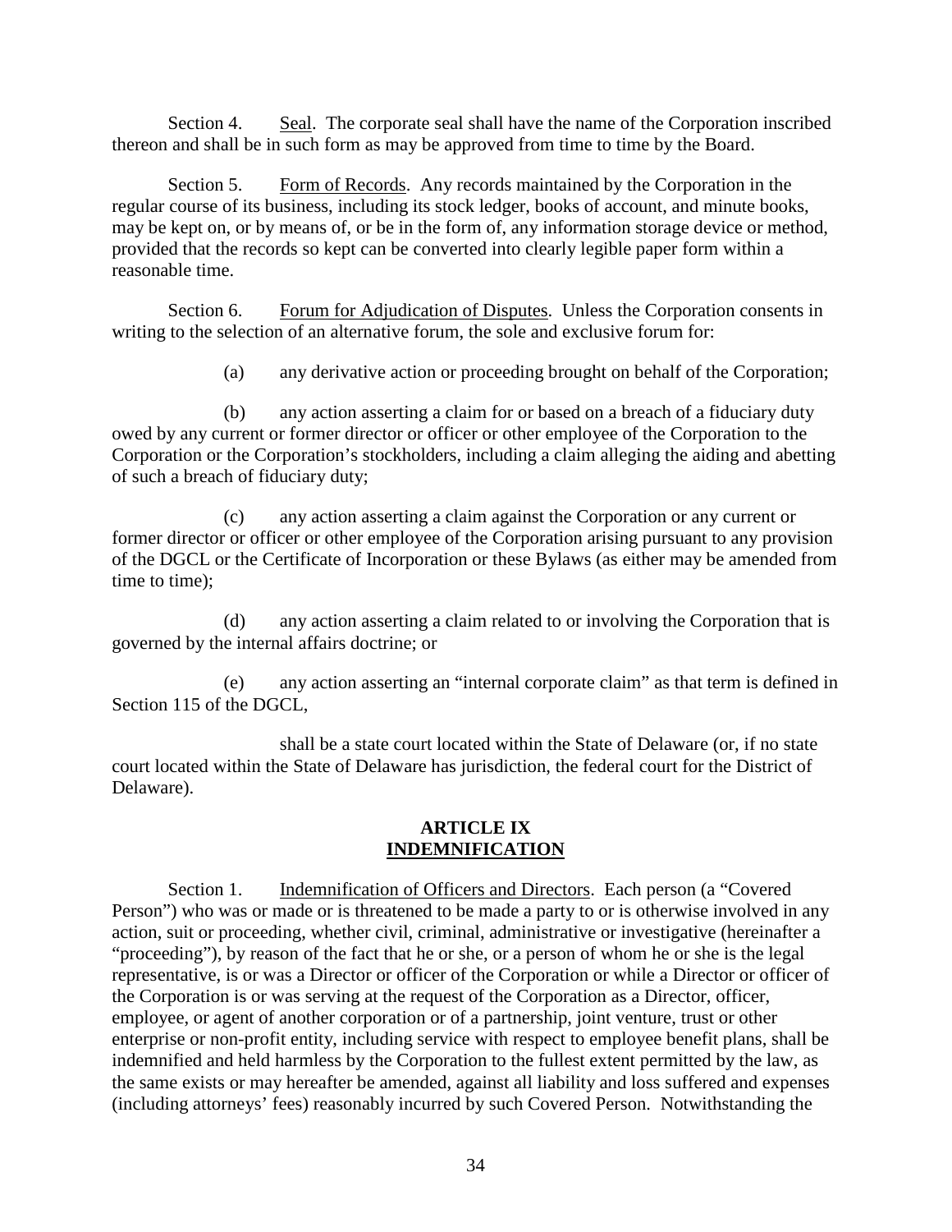Section 4. Seal. The corporate seal shall have the name of the Corporation inscribed thereon and shall be in such form as may be approved from time to time by the Board.

Section 5. Form of Records. Any records maintained by the Corporation in the regular course of its business, including its stock ledger, books of account, and minute books, may be kept on, or by means of, or be in the form of, any information storage device or method, provided that the records so kept can be converted into clearly legible paper form within a reasonable time.

Section 6. Forum for Adjudication of Disputes. Unless the Corporation consents in writing to the selection of an alternative forum, the sole and exclusive forum for:

(a) any derivative action or proceeding brought on behalf of the Corporation;

(b) any action asserting a claim for or based on a breach of a fiduciary duty owed by any current or former director or officer or other employee of the Corporation to the Corporation or the Corporation's stockholders, including a claim alleging the aiding and abetting of such a breach of fiduciary duty;

(c) any action asserting a claim against the Corporation or any current or former director or officer or other employee of the Corporation arising pursuant to any provision of the DGCL or the Certificate of Incorporation or these Bylaws (as either may be amended from time to time);

(d) any action asserting a claim related to or involving the Corporation that is governed by the internal affairs doctrine; or

(e) any action asserting an "internal corporate claim" as that term is defined in Section 115 of the DGCL,

shall be a state court located within the State of Delaware (or, if no state court located within the State of Delaware has jurisdiction, the federal court for the District of Delaware).

## ARTICLE IX
## INDEMNIFICATION

Section 1. Indemnification of Officers and Directors. Each person (a "Covered Person") who was or made or is threatened to be made a party to or is otherwise involved in any action, suit or proceeding, whether civil, criminal, administrative or investigative (hereinafter a "proceeding"), by reason of the fact that he or she, or a person of whom he or she is the legal representative, is or was a Director or officer of the Corporation or while a Director or officer of the Corporation is or was serving at the request of the Corporation as a Director, officer, employee, or agent of another corporation or of a partnership, joint venture, trust or other enterprise or non-profit entity, including service with respect to employee benefit plans, shall be indemnified and held harmless by the Corporation to the fullest extent permitted by the law, as the same exists or may hereafter be amended, against all liability and loss suffered and expenses (including attorneys' fees) reasonably incurred by such Covered Person. Notwithstanding the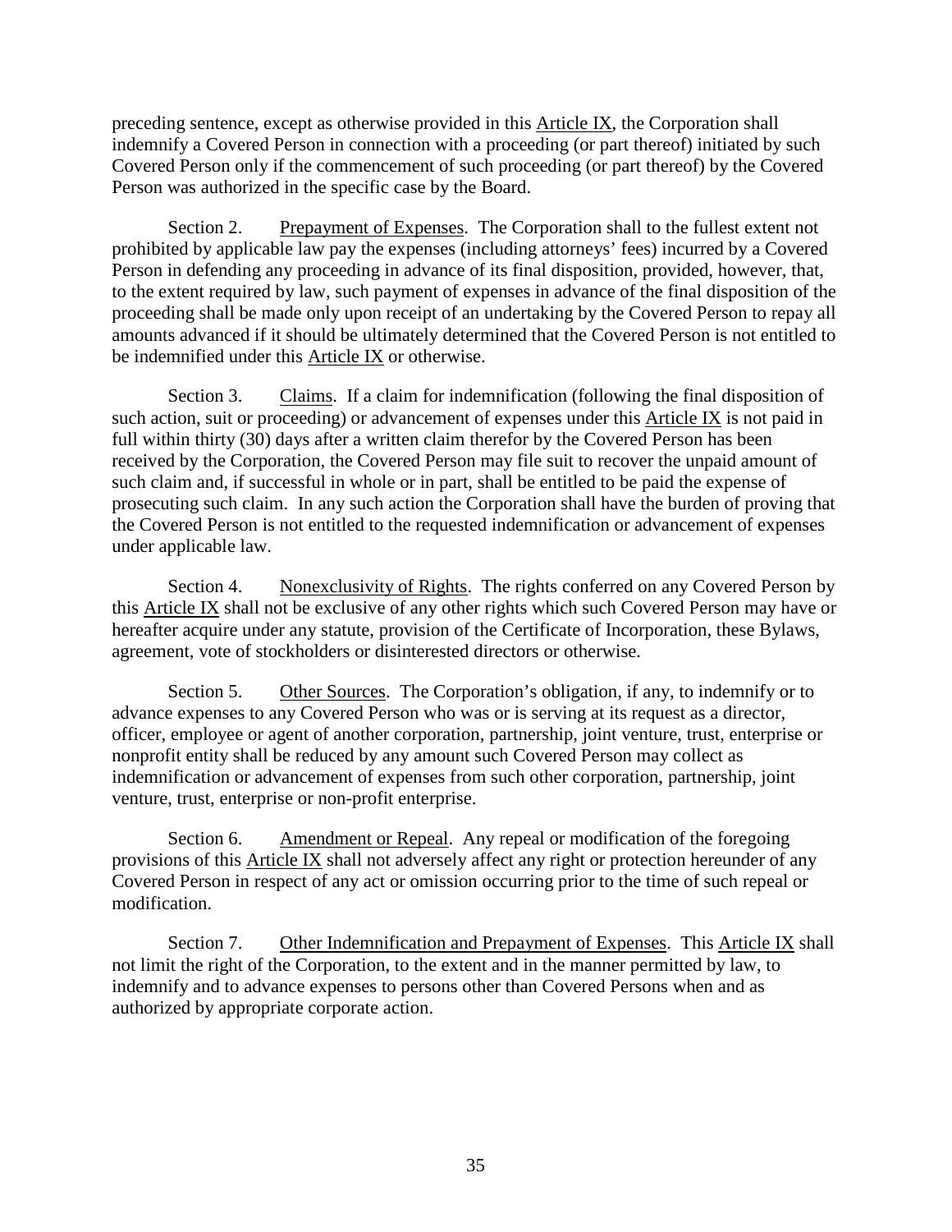preceding sentence, except as otherwise provided in this Article IX, the Corporation shall indemnify a Covered Person in connection with a proceeding (or part thereof) initiated by such Covered Person only if the commencement of such proceeding (or part thereof) by the Covered Person was authorized in the specific case by the Board.

Section 2. Prepayment of Expenses. The Corporation shall to the fullest extent not prohibited by applicable law pay the expenses (including attorneys' fees) incurred by a Covered Person in defending any proceeding in advance of its final disposition, provided, however, that, to the extent required by law, such payment of expenses in advance of the final disposition of the proceeding shall be made only upon receipt of an undertaking by the Covered Person to repay all amounts advanced if it should be ultimately determined that the Covered Person is not entitled to be indemnified under this Article IX or otherwise.

Section 3. Claims. If a claim for indemnification (following the final disposition of such action, suit or proceeding) or advancement of expenses under this Article IX is not paid in full within thirty (30) days after a written claim therefor by the Covered Person has been received by the Corporation, the Covered Person may file suit to recover the unpaid amount of such claim and, if successful in whole or in part, shall be entitled to be paid the expense of prosecuting such claim. In any such action the Corporation shall have the burden of proving that the Covered Person is not entitled to the requested indemnification or advancement of expenses under applicable law.

Section 4. Nonexclusivity of Rights. The rights conferred on any Covered Person by this Article IX shall not be exclusive of any other rights which such Covered Person may have or hereafter acquire under any statute, provision of the Certificate of Incorporation, these Bylaws, agreement, vote of stockholders or disinterested directors or otherwise.

Section 5. Other Sources. The Corporation's obligation, if any, to indemnify or to advance expenses to any Covered Person who was or is serving at its request as a director, officer, employee or agent of another corporation, partnership, joint venture, trust, enterprise or nonprofit entity shall be reduced by any amount such Covered Person may collect as indemnification or advancement of expenses from such other corporation, partnership, joint venture, trust, enterprise or non-profit enterprise.

Section 6. Amendment or Repeal. Any repeal or modification of the foregoing provisions of this Article IX shall not adversely affect any right or protection hereunder of any Covered Person in respect of any act or omission occurring prior to the time of such repeal or modification.

Section 7. Other Indemnification and Prepayment of Expenses. This Article IX shall not limit the right of the Corporation, to the extent and in the manner permitted by law, to indemnify and to advance expenses to persons other than Covered Persons when and as authorized by appropriate corporate action.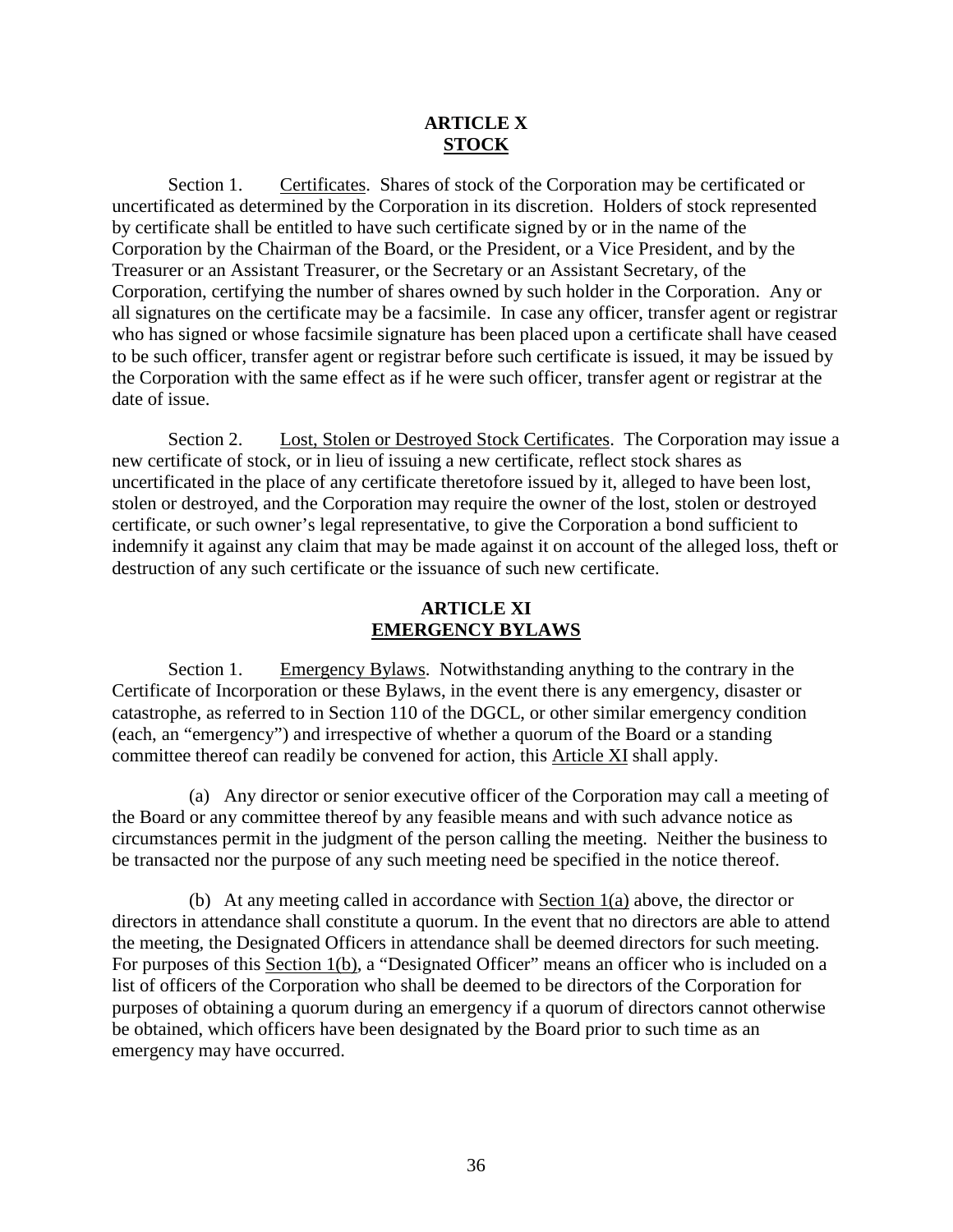## ARTICLE X
## STOCK

Section 1. Certificates. Shares of stock of the Corporation may be certificated or uncertificated as determined by the Corporation in its discretion. Holders of stock represented by certificate shall be entitled to have such certificate signed by or in the name of the Corporation by the Chairman of the Board, or the President, or a Vice President, and by the Treasurer or an Assistant Treasurer, or the Secretary or an Assistant Secretary, of the Corporation, certifying the number of shares owned by such holder in the Corporation. Any or all signatures on the certificate may be a facsimile. In case any officer, transfer agent or registrar who has signed or whose facsimile signature has been placed upon a certificate shall have ceased to be such officer, transfer agent or registrar before such certificate is issued, it may be issued by the Corporation with the same effect as if he were such officer, transfer agent or registrar at the date of issue.

Section 2. Lost, Stolen or Destroyed Stock Certificates. The Corporation may issue a new certificate of stock, or in lieu of issuing a new certificate, reflect stock shares as uncertificated in the place of any certificate theretofore issued by it, alleged to have been lost, stolen or destroyed, and the Corporation may require the owner of the lost, stolen or destroyed certificate, or such owner's legal representative, to give the Corporation a bond sufficient to indemnify it against any claim that may be made against it on account of the alleged loss, theft or destruction of any such certificate or the issuance of such new certificate.

## ARTICLE XI
## EMERGENCY BYLAWS

Section 1. Emergency Bylaws. Notwithstanding anything to the contrary in the Certificate of Incorporation or these Bylaws, in the event there is any emergency, disaster or catastrophe, as referred to in Section 110 of the DGCL, or other similar emergency condition (each, an "emergency") and irrespective of whether a quorum of the Board or a standing committee thereof can readily be convened for action, this Article XI shall apply.

(a) Any director or senior executive officer of the Corporation may call a meeting of the Board or any committee thereof by any feasible means and with such advance notice as circumstances permit in the judgment of the person calling the meeting. Neither the business to be transacted nor the purpose of any such meeting need be specified in the notice thereof.

(b) At any meeting called in accordance with Section 1(a) above, the director or directors in attendance shall constitute a quorum. In the event that no directors are able to attend the meeting, the Designated Officers in attendance shall be deemed directors for such meeting. For purposes of this Section 1(b), a "Designated Officer" means an officer who is included on a list of officers of the Corporation who shall be deemed to be directors of the Corporation for purposes of obtaining a quorum during an emergency if a quorum of directors cannot otherwise be obtained, which officers have been designated by the Board prior to such time as an emergency may have occurred.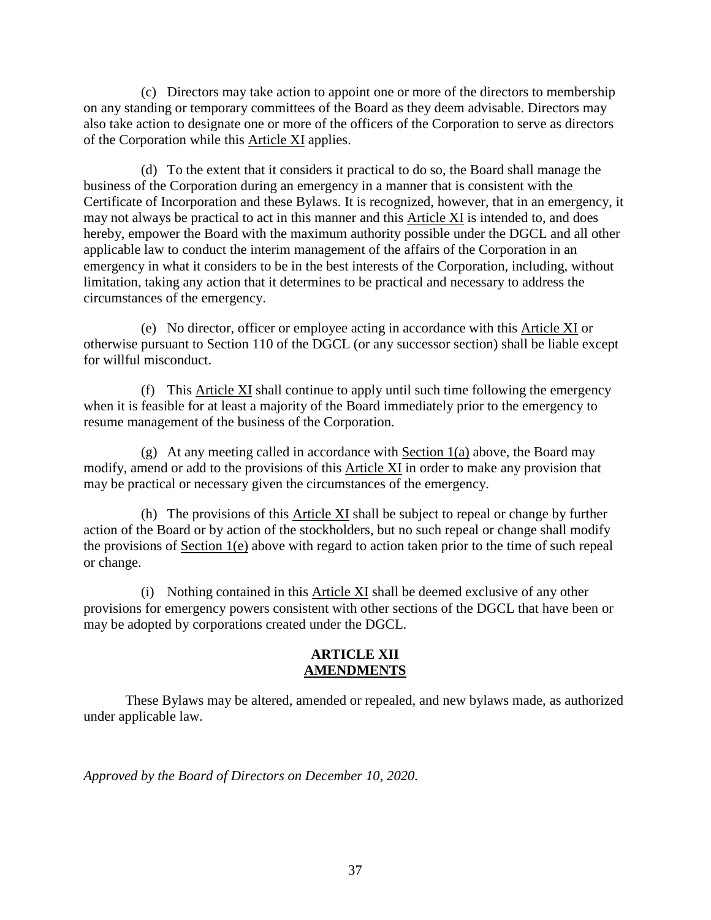(c) Directors may take action to appoint one or more of the directors to membership on any standing or temporary committees of the Board as they deem advisable. Directors may also take action to designate one or more of the officers of the Corporation to serve as directors of the Corporation while this Article XI applies.

(d) To the extent that it considers it practical to do so, the Board shall manage the business of the Corporation during an emergency in a manner that is consistent with the Certificate of Incorporation and these Bylaws. It is recognized, however, that in an emergency, it may not always be practical to act in this manner and this Article XI is intended to, and does hereby, empower the Board with the maximum authority possible under the DGCL and all other applicable law to conduct the interim management of the affairs of the Corporation in an emergency in what it considers to be in the best interests of the Corporation, including, without limitation, taking any action that it determines to be practical and necessary to address the circumstances of the emergency.

(e) No director, officer or employee acting in accordance with this Article XI or otherwise pursuant to Section 110 of the DGCL (or any successor section) shall be liable except for willful misconduct.

(f) This Article XI shall continue to apply until such time following the emergency when it is feasible for at least a majority of the Board immediately prior to the emergency to resume management of the business of the Corporation.

(g) At any meeting called in accordance with Section 1(a) above, the Board may modify, amend or add to the provisions of this Article XI in order to make any provision that may be practical or necessary given the circumstances of the emergency.

(h) The provisions of this Article XI shall be subject to repeal or change by further action of the Board or by action of the stockholders, but no such repeal or change shall modify the provisions of Section 1(e) above with regard to action taken prior to the time of such repeal or change.

(i) Nothing contained in this Article XI shall be deemed exclusive of any other provisions for emergency powers consistent with other sections of the DGCL that have been or may be adopted by corporations created under the DGCL.

## ARTICLE XII
## AMENDMENTS

These Bylaws may be altered, amended or repealed, and new bylaws made, as authorized under applicable law.

*Approved by the Board of Directors on December 10, 2020.*